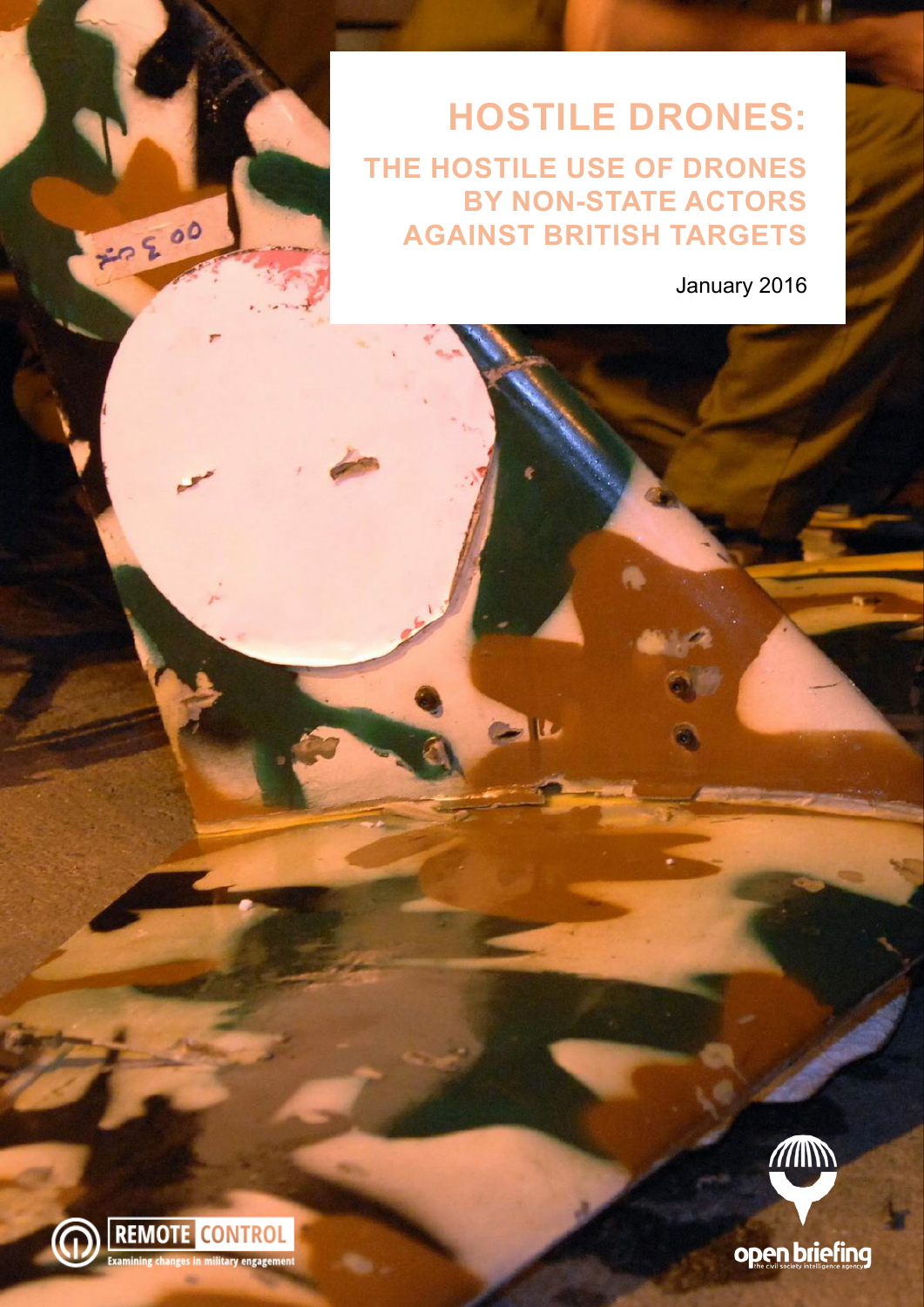# HOSTILE DRONES:

## THE HOSTILE USE OF DRONES BY NON-STATE ACTORS AGAINST BRITISH TARGETS

January 2016

REMOTE CONTROL
Examining changes in military engagement

open briefing
the civil society intelligence agency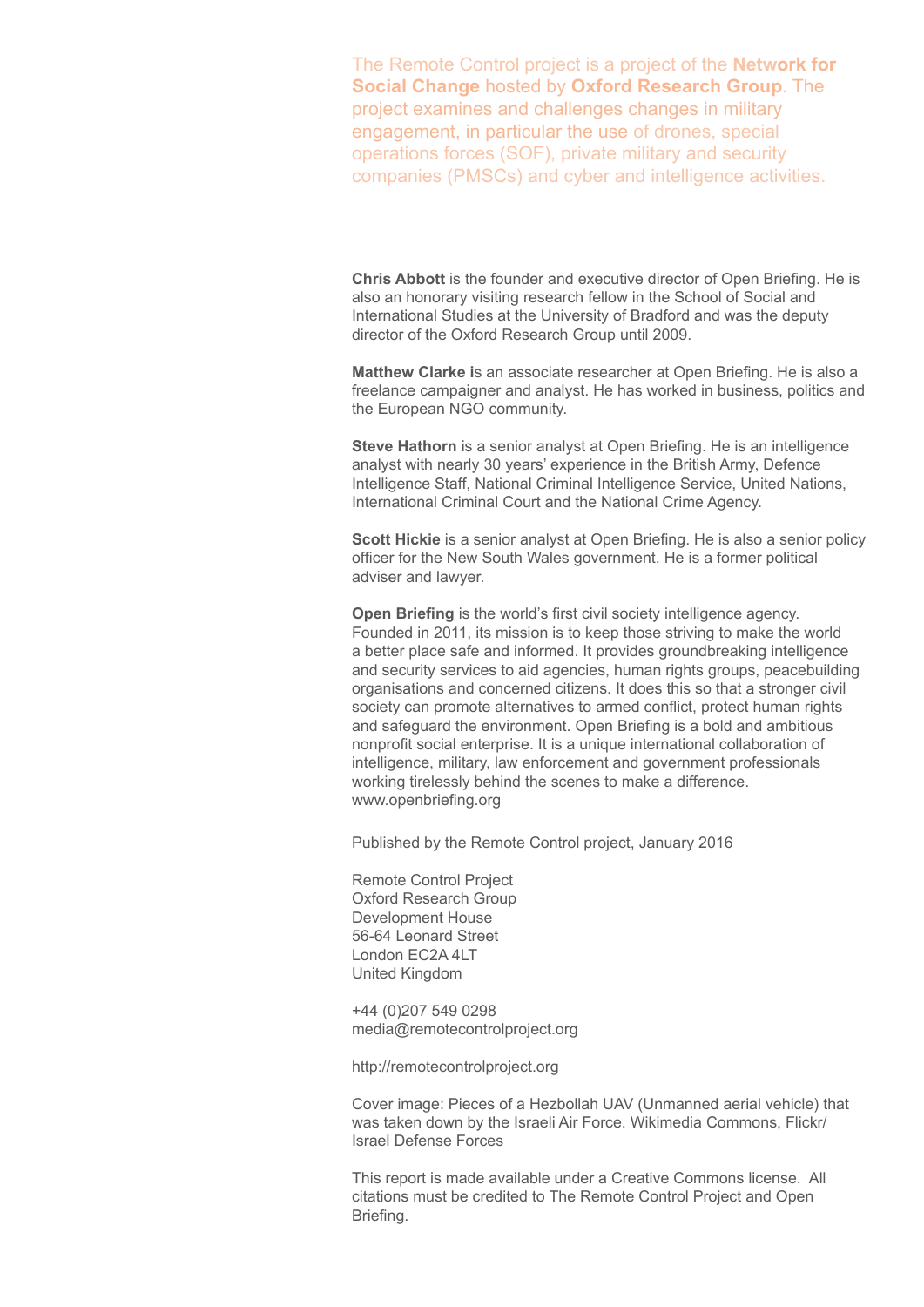The Remote Control project is a project of the **Network for Social Change** hosted by **Oxford Research Group**. The project examines and challenges changes in military engagement, in particular the use of drones, special operations forces (SOF), private military and security companies (PMSCs) and cyber and intelligence activities.

**Chris Abbott** is the founder and executive director of Open Briefing. He is also an honorary visiting research fellow in the School of Social and International Studies at the University of Bradford and was the deputy director of the Oxford Research Group until 2009.

**Matthew Clarke i**s an associate researcher at Open Briefing. He is also a freelance campaigner and analyst. He has worked in business, politics and the European NGO community.

**Steve Hathorn** is a senior analyst at Open Briefing. He is an intelligence analyst with nearly 30 years' experience in the British Army, Defence Intelligence Staff, National Criminal Intelligence Service, United Nations, International Criminal Court and the National Crime Agency.

**Scott Hickie** is a senior analyst at Open Briefing. He is also a senior policy officer for the New South Wales government. He is a former political adviser and lawyer.

**Open Briefing** is the world's first civil society intelligence agency. Founded in 2011, its mission is to keep those striving to make the world a better place safe and informed. It provides groundbreaking intelligence and security services to aid agencies, human rights groups, peacebuilding organisations and concerned citizens. It does this so that a stronger civil society can promote alternatives to armed conflict, protect human rights and safeguard the environment. Open Briefing is a bold and ambitious nonprofit social enterprise. It is a unique international collaboration of intelligence, military, law enforcement and government professionals working tirelessly behind the scenes to make a difference. www.openbriefing.org

Published by the Remote Control project, January 2016

Remote Control Project
Oxford Research Group
Development House
56-64 Leonard Street
London EC2A 4LT
United Kingdom

+44 (0)207 549 0298
media@remotecontrolproject.org

http://remotecontrolproject.org

Cover image: Pieces of a Hezbollah UAV (Unmanned aerial vehicle) that was taken down by the Israeli Air Force. Wikimedia Commons, Flickr/ Israel Defense Forces

This report is made available under a Creative Commons license. All citations must be credited to The Remote Control Project and Open Briefing.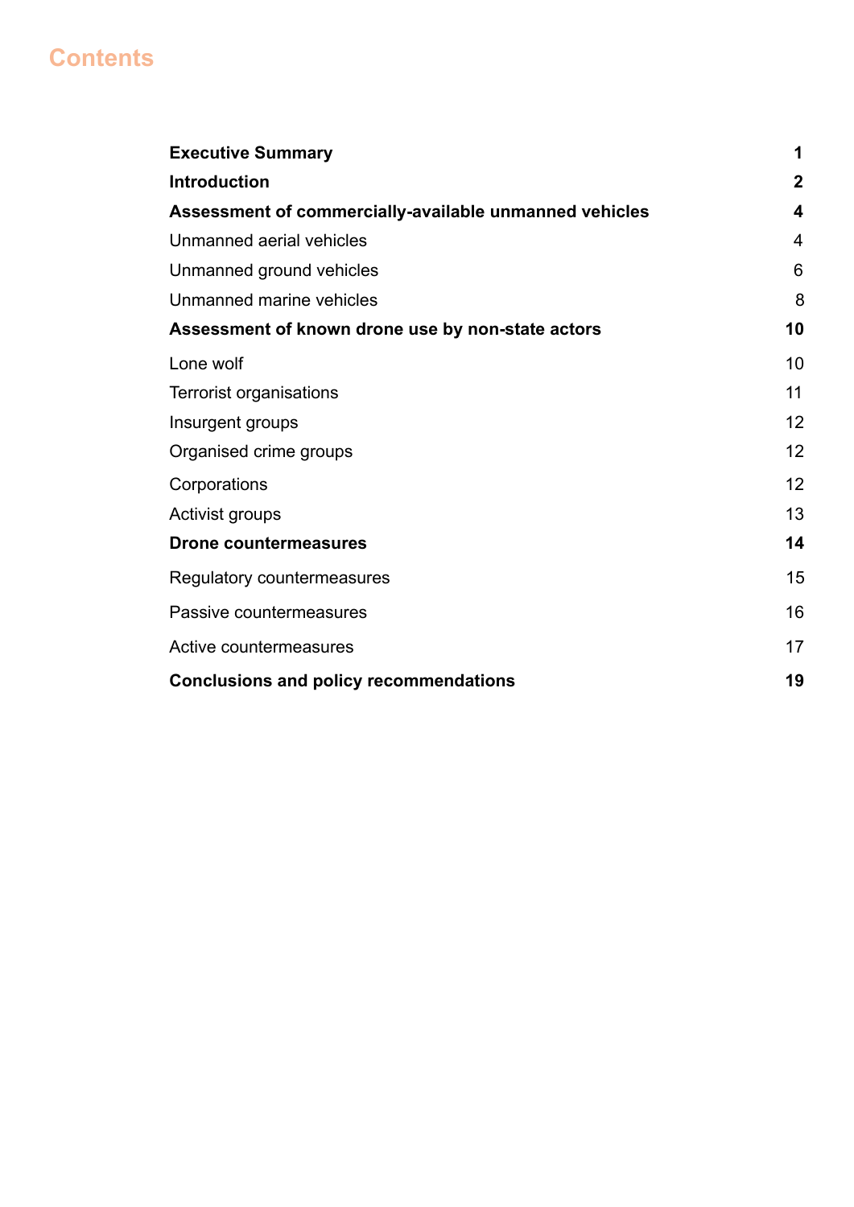# Contents

| | |
|---|---|
| **Executive Summary** | **1** |
| **Introduction** | **2** |
| **Assessment of commercially-available unmanned vehicles** | **4** |
| Unmanned aerial vehicles | 4 |
| Unmanned ground vehicles | 6 |
| Unmanned marine vehicles | 8 |
| **Assessment of known drone use by non-state actors** | **10** |
| Lone wolf | 10 |
| Terrorist organisations | 11 |
| Insurgent groups | 12 |
| Organised crime groups | 12 |
| Corporations | 12 |
| Activist groups | 13 |
| **Drone countermeasures** | **14** |
| Regulatory countermeasures | 15 |
| Passive countermeasures | 16 |
| Active countermeasures | 17 |
| **Conclusions and policy recommendations** | **19** |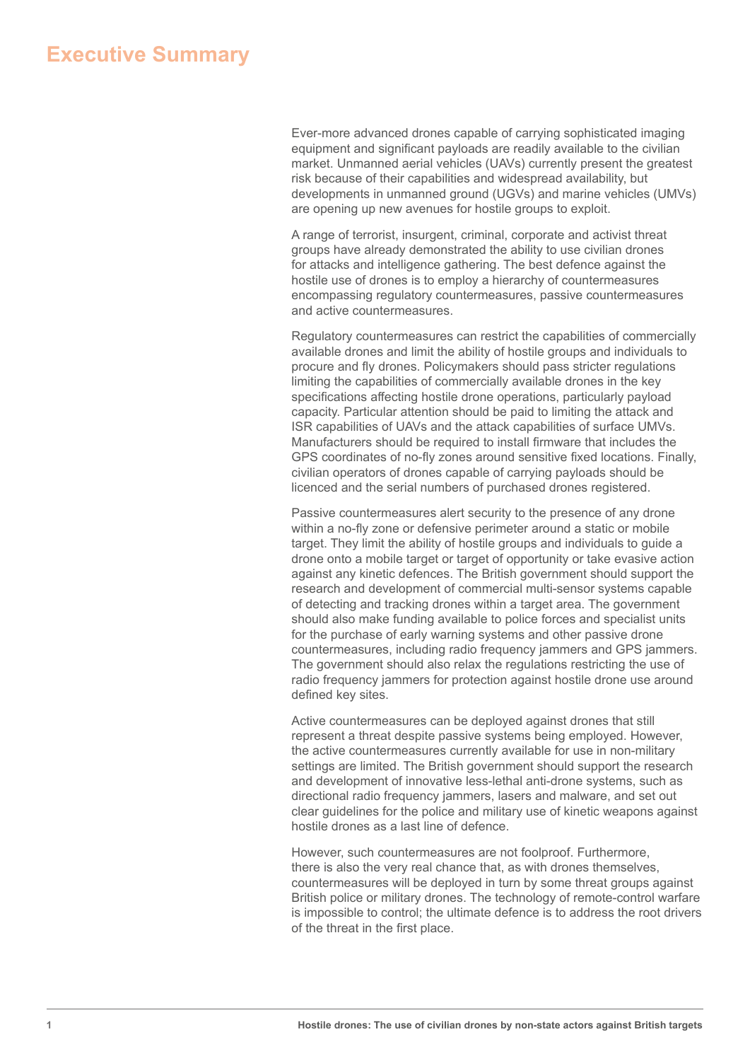# Executive Summary

Ever-more advanced drones capable of carrying sophisticated imaging equipment and significant payloads are readily available to the civilian market. Unmanned aerial vehicles (UAVs) currently present the greatest risk because of their capabilities and widespread availability, but developments in unmanned ground (UGVs) and marine vehicles (UMVs) are opening up new avenues for hostile groups to exploit.

A range of terrorist, insurgent, criminal, corporate and activist threat groups have already demonstrated the ability to use civilian drones for attacks and intelligence gathering. The best defence against the hostile use of drones is to employ a hierarchy of countermeasures encompassing regulatory countermeasures, passive countermeasures and active countermeasures.

Regulatory countermeasures can restrict the capabilities of commercially available drones and limit the ability of hostile groups and individuals to procure and fly drones. Policymakers should pass stricter regulations limiting the capabilities of commercially available drones in the key specifications affecting hostile drone operations, particularly payload capacity. Particular attention should be paid to limiting the attack and ISR capabilities of UAVs and the attack capabilities of surface UMVs. Manufacturers should be required to install firmware that includes the GPS coordinates of no-fly zones around sensitive fixed locations. Finally, civilian operators of drones capable of carrying payloads should be licenced and the serial numbers of purchased drones registered.

Passive countermeasures alert security to the presence of any drone within a no-fly zone or defensive perimeter around a static or mobile target. They limit the ability of hostile groups and individuals to guide a drone onto a mobile target or target of opportunity or take evasive action against any kinetic defences. The British government should support the research and development of commercial multi-sensor systems capable of detecting and tracking drones within a target area. The government should also make funding available to police forces and specialist units for the purchase of early warning systems and other passive drone countermeasures, including radio frequency jammers and GPS jammers. The government should also relax the regulations restricting the use of radio frequency jammers for protection against hostile drone use around defined key sites.

Active countermeasures can be deployed against drones that still represent a threat despite passive systems being employed. However, the active countermeasures currently available for use in non-military settings are limited. The British government should support the research and development of innovative less-lethal anti-drone systems, such as directional radio frequency jammers, lasers and malware, and set out clear guidelines for the police and military use of kinetic weapons against hostile drones as a last line of defence.

However, such countermeasures are not foolproof. Furthermore, there is also the very real chance that, as with drones themselves, countermeasures will be deployed in turn by some threat groups against British police or military drones. The technology of remote-control warfare is impossible to control; the ultimate defence is to address the root drivers of the threat in the first place.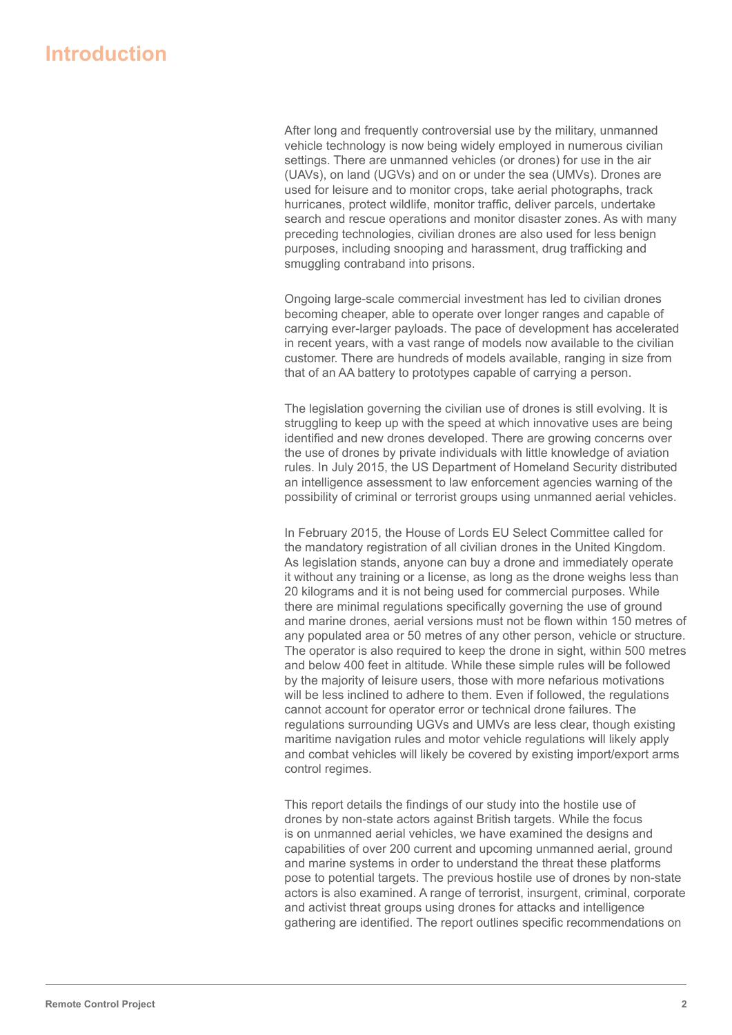# Introduction

After long and frequently controversial use by the military, unmanned vehicle technology is now being widely employed in numerous civilian settings. There are unmanned vehicles (or drones) for use in the air (UAVs), on land (UGVs) and on or under the sea (UMVs). Drones are used for leisure and to monitor crops, take aerial photographs, track hurricanes, protect wildlife, monitor traffic, deliver parcels, undertake search and rescue operations and monitor disaster zones. As with many preceding technologies, civilian drones are also used for less benign purposes, including snooping and harassment, drug trafficking and smuggling contraband into prisons.

Ongoing large-scale commercial investment has led to civilian drones becoming cheaper, able to operate over longer ranges and capable of carrying ever-larger payloads. The pace of development has accelerated in recent years, with a vast range of models now available to the civilian customer. There are hundreds of models available, ranging in size from that of an AA battery to prototypes capable of carrying a person.

The legislation governing the civilian use of drones is still evolving. It is struggling to keep up with the speed at which innovative uses are being identified and new drones developed. There are growing concerns over the use of drones by private individuals with little knowledge of aviation rules. In July 2015, the US Department of Homeland Security distributed an intelligence assessment to law enforcement agencies warning of the possibility of criminal or terrorist groups using unmanned aerial vehicles.

In February 2015, the House of Lords EU Select Committee called for the mandatory registration of all civilian drones in the United Kingdom. As legislation stands, anyone can buy a drone and immediately operate it without any training or a license, as long as the drone weighs less than 20 kilograms and it is not being used for commercial purposes. While there are minimal regulations specifically governing the use of ground and marine drones, aerial versions must not be flown within 150 metres of any populated area or 50 metres of any other person, vehicle or structure. The operator is also required to keep the drone in sight, within 500 metres and below 400 feet in altitude. While these simple rules will be followed by the majority of leisure users, those with more nefarious motivations will be less inclined to adhere to them. Even if followed, the regulations cannot account for operator error or technical drone failures. The regulations surrounding UGVs and UMVs are less clear, though existing maritime navigation rules and motor vehicle regulations will likely apply and combat vehicles will likely be covered by existing import/export arms control regimes.

This report details the findings of our study into the hostile use of drones by non-state actors against British targets. While the focus is on unmanned aerial vehicles, we have examined the designs and capabilities of over 200 current and upcoming unmanned aerial, ground and marine systems in order to understand the threat these platforms pose to potential targets. The previous hostile use of drones by non-state actors is also examined. A range of terrorist, insurgent, criminal, corporate and activist threat groups using drones for attacks and intelligence gathering are identified. The report outlines specific recommendations on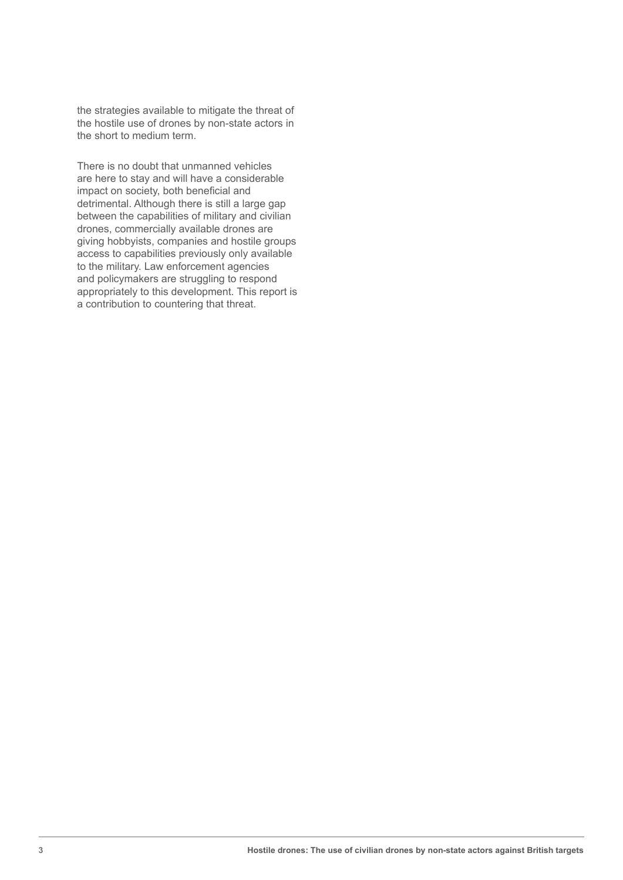the strategies available to mitigate the threat of the hostile use of drones by non-state actors in the short to medium term.

There is no doubt that unmanned vehicles are here to stay and will have a considerable impact on society, both beneficial and detrimental. Although there is still a large gap between the capabilities of military and civilian drones, commercially available drones are giving hobbyists, companies and hostile groups access to capabilities previously only available to the military. Law enforcement agencies and policymakers are struggling to respond appropriately to this development. This report is a contribution to countering that threat.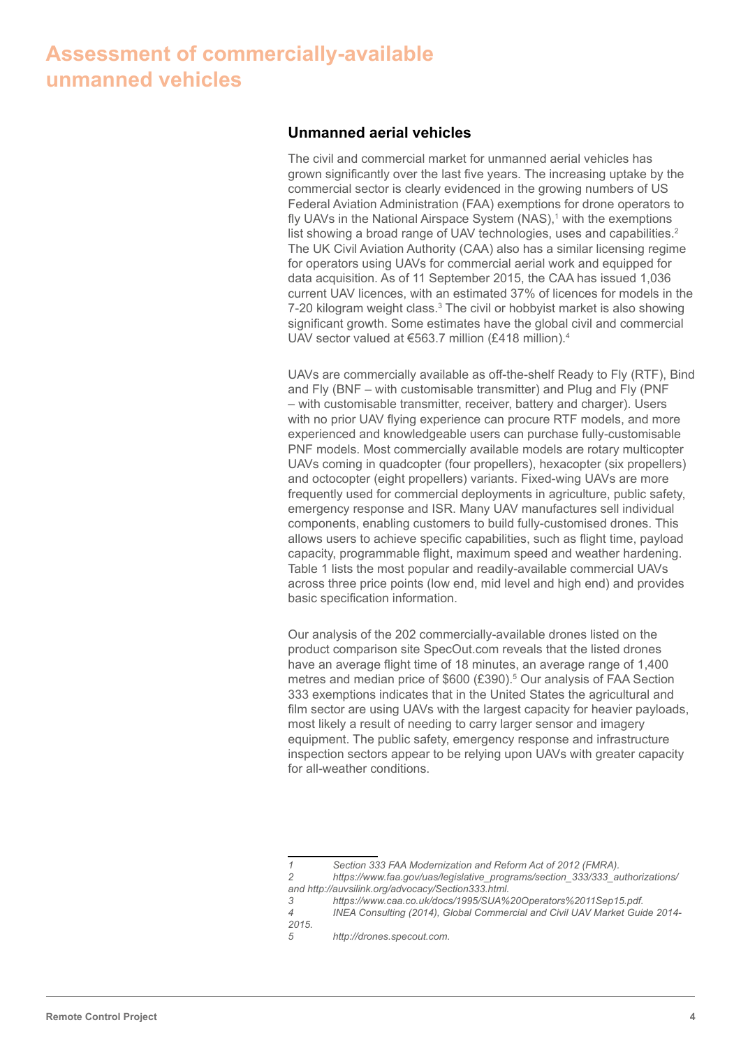# Assessment of commercially-available unmanned vehicles

## Unmanned aerial vehicles

The civil and commercial market for unmanned aerial vehicles has grown significantly over the last five years. The increasing uptake by the commercial sector is clearly evidenced in the growing numbers of US Federal Aviation Administration (FAA) exemptions for drone operators to fly UAVs in the National Airspace System (NAS),[1] with the exemptions list showing a broad range of UAV technologies, uses and capabilities.[2] The UK Civil Aviation Authority (CAA) also has a similar licensing regime for operators using UAVs for commercial aerial work and equipped for data acquisition. As of 11 September 2015, the CAA has issued 1,036 current UAV licences, with an estimated 37% of licences for models in the 7-20 kilogram weight class.[3] The civil or hobbyist market is also showing significant growth. Some estimates have the global civil and commercial UAV sector valued at €563.7 million (£418 million).[4]

UAVs are commercially available as off-the-shelf Ready to Fly (RTF), Bind and Fly (BNF – with customisable transmitter) and Plug and Fly (PNF – with customisable transmitter, receiver, battery and charger). Users with no prior UAV flying experience can procure RTF models, and more experienced and knowledgeable users can purchase fully-customisable PNF models. Most commercially available models are rotary multicopter UAVs coming in quadcopter (four propellers), hexacopter (six propellers) and octocopter (eight propellers) variants. Fixed-wing UAVs are more frequently used for commercial deployments in agriculture, public safety, emergency response and ISR. Many UAV manufactures sell individual components, enabling customers to build fully-customised drones. This allows users to achieve specific capabilities, such as flight time, payload capacity, programmable flight, maximum speed and weather hardening. Table 1 lists the most popular and readily-available commercial UAVs across three price points (low end, mid level and high end) and provides basic specification information.

Our analysis of the 202 commercially-available drones listed on the product comparison site SpecOut.com reveals that the listed drones have an average flight time of 18 minutes, an average range of 1,400 metres and median price of $600 (£390).[5] Our analysis of FAA Section 333 exemptions indicates that in the United States the agricultural and film sector are using UAVs with the largest capacity for heavier payloads, most likely a result of needing to carry larger sensor and imagery equipment. The public safety, emergency response and infrastructure inspection sectors appear to be relying upon UAVs with greater capacity for all-weather conditions.

---

1 *Section 333 FAA Modernization and Reform Act of 2012 (FMRA).*

2 *https://www.faa.gov/uas/legislative_programs/section_333/333_authorizations/ and http://auvsilink.org/advocacy/Section333.html.*

3 *https://www.caa.co.uk/docs/1995/SUA%20Operators%2011Sep15.pdf.*

4 *INEA Consulting (2014), Global Commercial and Civil UAV Market Guide 2014-2015.*

5 *http://drones.specout.com.*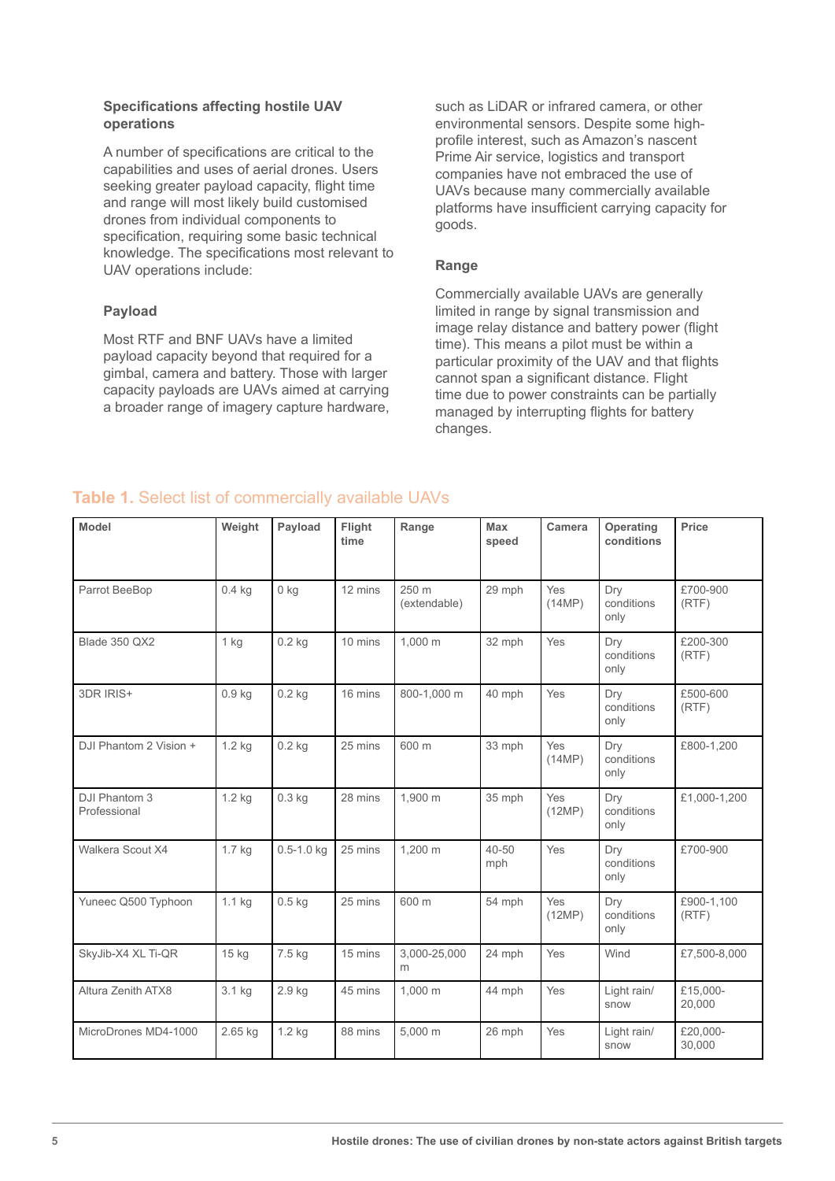### Specifications affecting hostile UAV operations

A number of specifications are critical to the capabilities and uses of aerial drones. Users seeking greater payload capacity, flight time and range will most likely build customised drones from individual components to specification, requiring some basic technical knowledge. The specifications most relevant to UAV operations include:

#### Payload

Most RTF and BNF UAVs have a limited payload capacity beyond that required for a gimbal, camera and battery. Those with larger capacity payloads are UAVs aimed at carrying a broader range of imagery capture hardware, such as LiDAR or infrared camera, or other environmental sensors. Despite some high-profile interest, such as Amazon's nascent Prime Air service, logistics and transport companies have not embraced the use of UAVs because many commercially available platforms have insufficient carrying capacity for goods.

#### Range

Commercially available UAVs are generally limited in range by signal transmission and image relay distance and battery power (flight time). This means a pilot must be within a particular proximity of the UAV and that flights cannot span a significant distance. Flight time due to power constraints can be partially managed by interrupting flights for battery changes.

**Table 1.** Select list of commercially available UAVs

| Model | Weight | Payload | Flight time | Range | Max speed | Camera | Operating conditions | Price |
|---|---|---|---|---|---|---|---|---|
| Parrot BeeBop | 0.4 kg | 0 kg | 12 mins | 250 m (extendable) | 29 mph | Yes (14MP) | Dry conditions only | £700-900 (RTF) |
| Blade 350 QX2 | 1 kg | 0.2 kg | 10 mins | 1,000 m | 32 mph | Yes | Dry conditions only | £200-300 (RTF) |
| 3DR IRIS+ | 0.9 kg | 0.2 kg | 16 mins | 800-1,000 m | 40 mph | Yes | Dry conditions only | £500-600 (RTF) |
| DJI Phantom 2 Vision + | 1.2 kg | 0.2 kg | 25 mins | 600 m | 33 mph | Yes (14MP) | Dry conditions only | £800-1,200 |
| DJI Phantom 3 Professional | 1.2 kg | 0.3 kg | 28 mins | 1,900 m | 35 mph | Yes (12MP) | Dry conditions only | £1,000-1,200 |
| Walkera Scout X4 | 1.7 kg | 0.5-1.0 kg | 25 mins | 1,200 m | 40-50 mph | Yes | Dry conditions only | £700-900 |
| Yuneec Q500 Typhoon | 1.1 kg | 0.5 kg | 25 mins | 600 m | 54 mph | Yes (12MP) | Dry conditions only | £900-1,100 (RTF) |
| SkyJib-X4 XL Ti-QR | 15 kg | 7.5 kg | 15 mins | 3,000-25,000 m | 24 mph | Yes | Wind | £7,500-8,000 |
| Altura Zenith ATX8 | 3.1 kg | 2.9 kg | 45 mins | 1,000 m | 44 mph | Yes | Light rain/ snow | £15,000-20,000 |
| MicroDrones MD4-1000 | 2.65 kg | 1.2 kg | 88 mins | 5,000 m | 26 mph | Yes | Light rain/ snow | £20,000-30,000 |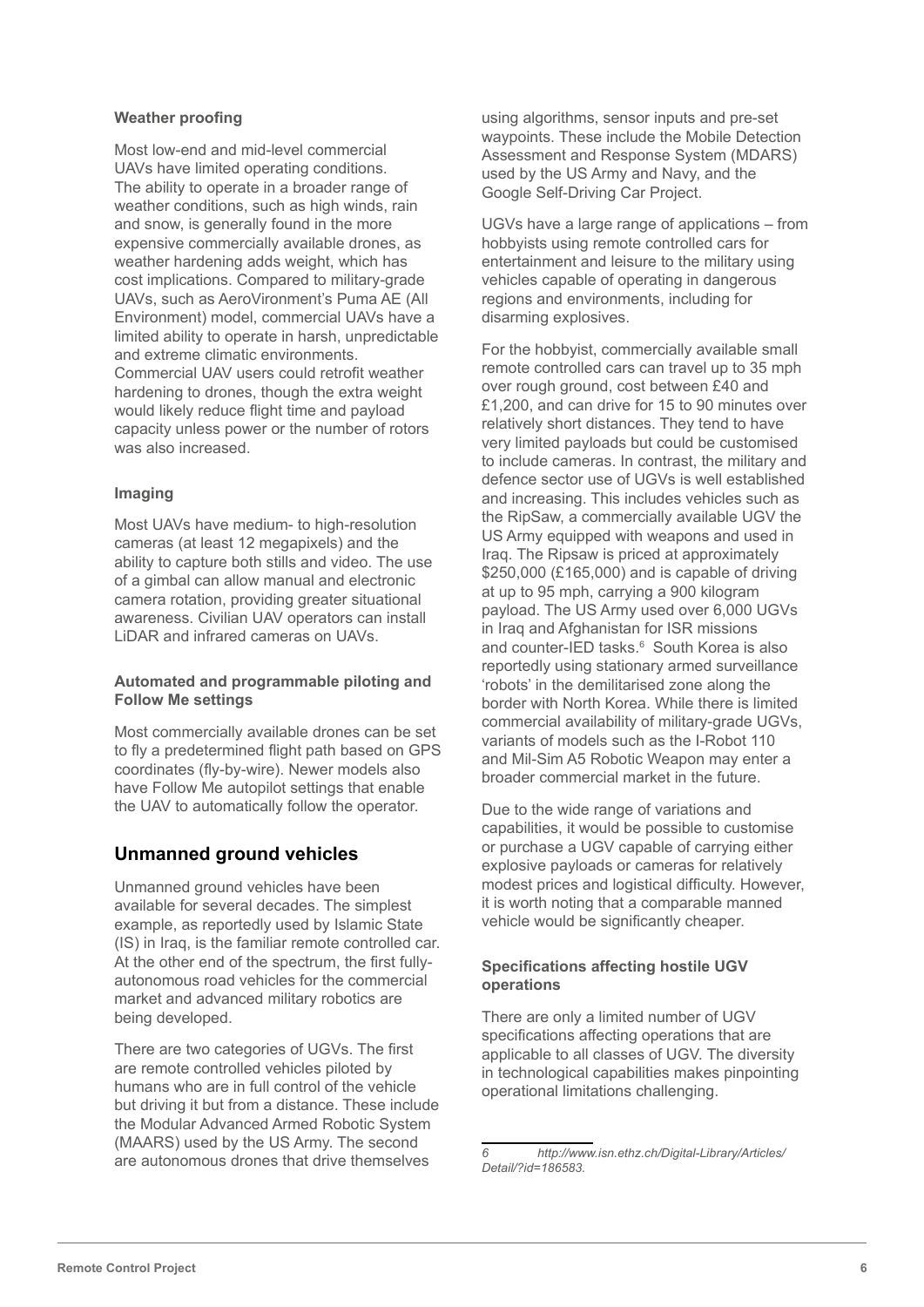#### Weather proofing

Most low-end and mid-level commercial UAVs have limited operating conditions. The ability to operate in a broader range of weather conditions, such as high winds, rain and snow, is generally found in the more expensive commercially available drones, as weather hardening adds weight, which has cost implications. Compared to military-grade UAVs, such as AeroVironment's Puma AE (All Environment) model, commercial UAVs have a limited ability to operate in harsh, unpredictable and extreme climatic environments. Commercial UAV users could retrofit weather hardening to drones, though the extra weight would likely reduce flight time and payload capacity unless power or the number of rotors was also increased.

#### Imaging

Most UAVs have medium- to high-resolution cameras (at least 12 megapixels) and the ability to capture both stills and video. The use of a gimbal can allow manual and electronic camera rotation, providing greater situational awareness. Civilian UAV operators can install LiDAR and infrared cameras on UAVs.

#### Automated and programmable piloting and Follow Me settings

Most commercially available drones can be set to fly a predetermined flight path based on GPS coordinates (fly-by-wire). Newer models also have Follow Me autopilot settings that enable the UAV to automatically follow the operator.

## Unmanned ground vehicles

Unmanned ground vehicles have been available for several decades. The simplest example, as reportedly used by Islamic State (IS) in Iraq, is the familiar remote controlled car. At the other end of the spectrum, the first fully-autonomous road vehicles for the commercial market and advanced military robotics are being developed.

There are two categories of UGVs. The first are remote controlled vehicles piloted by humans who are in full control of the vehicle but driving it but from a distance. These include the Modular Advanced Armed Robotic System (MAARS) used by the US Army. The second are autonomous drones that drive themselves using algorithms, sensor inputs and pre-set waypoints. These include the Mobile Detection Assessment and Response System (MDARS) used by the US Army and Navy, and the Google Self-Driving Car Project.

UGVs have a large range of applications – from hobbyists using remote controlled cars for entertainment and leisure to the military using vehicles capable of operating in dangerous regions and environments, including for disarming explosives.

For the hobbyist, commercially available small remote controlled cars can travel up to 35 mph over rough ground, cost between £40 and £1,200, and can drive for 15 to 90 minutes over relatively short distances. They tend to have very limited payloads but could be customised to include cameras. In contrast, the military and defence sector use of UGVs is well established and increasing. This includes vehicles such as the RipSaw, a commercially available UGV the US Army equipped with weapons and used in Iraq. The Ripsaw is priced at approximately $250,000 (£165,000) and is capable of driving at up to 95 mph, carrying a 900 kilogram payload. The US Army used over 6,000 UGVs in Iraq and Afghanistan for ISR missions and counter-IED tasks.[6] South Korea is also reportedly using stationary armed surveillance 'robots' in the demilitarised zone along the border with North Korea. While there is limited commercial availability of military-grade UGVs, variants of models such as the I-Robot 110 and Mil-Sim A5 Robotic Weapon may enter a broader commercial market in the future.

Due to the wide range of variations and capabilities, it would be possible to customise or purchase a UGV capable of carrying either explosive payloads or cameras for relatively modest prices and logistical difficulty. However, it is worth noting that a comparable manned vehicle would be significantly cheaper.

#### Specifications affecting hostile UGV operations

There are only a limited number of UGV specifications affecting operations that are applicable to all classes of UGV. The diversity in technological capabilities makes pinpointing operational limitations challenging.

---

*6 http://www.isn.ethz.ch/Digital-Library/Articles/Detail/?id=186583.*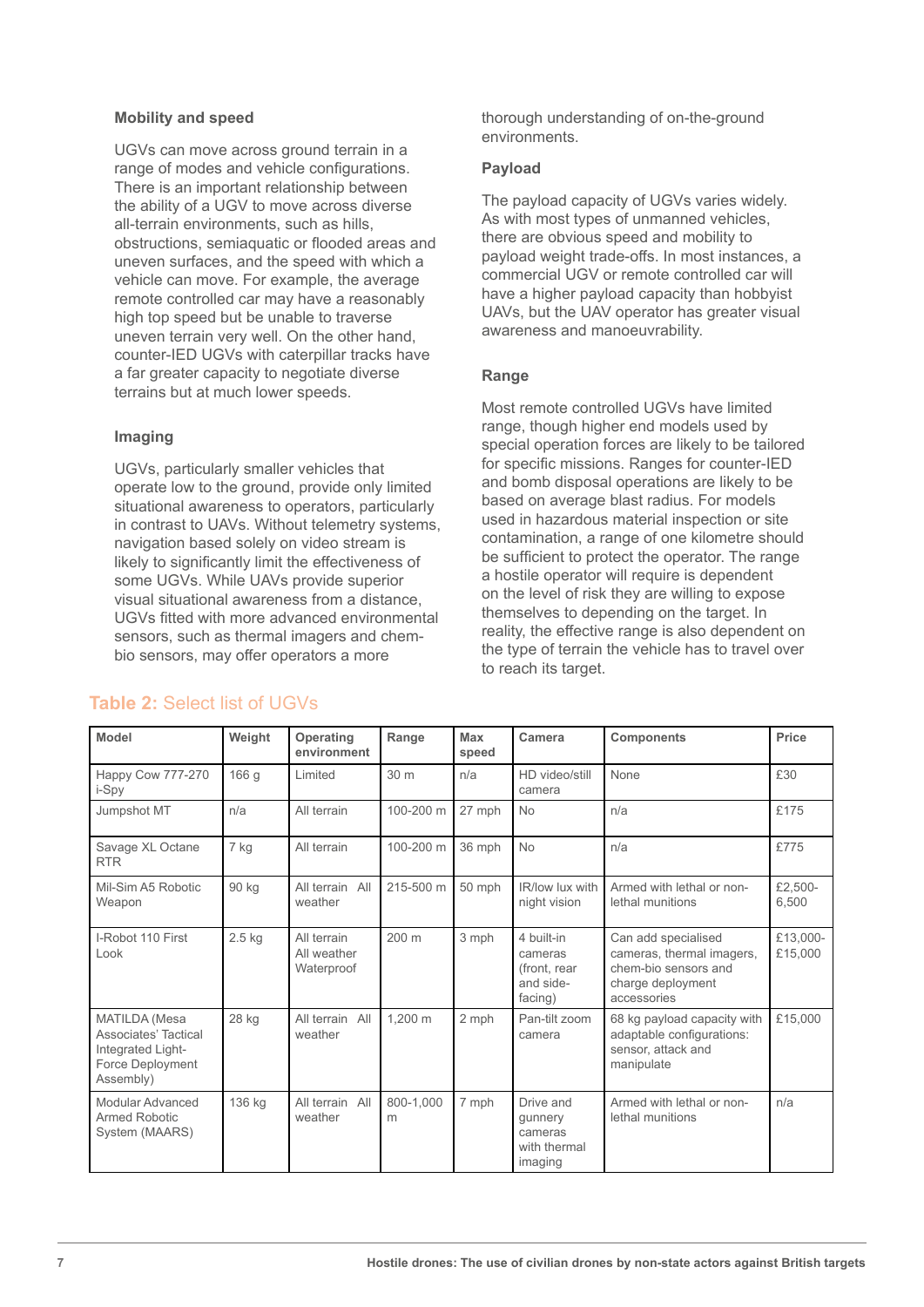**Mobility and speed**

UGVs can move across ground terrain in a range of modes and vehicle configurations. There is an important relationship between the ability of a UGV to move across diverse all-terrain environments, such as hills, obstructions, semiaquatic or flooded areas and uneven surfaces, and the speed with which a vehicle can move. For example, the average remote controlled car may have a reasonably high top speed but be unable to traverse uneven terrain very well. On the other hand, counter-IED UGVs with caterpillar tracks have a far greater capacity to negotiate diverse terrains but at much lower speeds.

**Imaging**

UGVs, particularly smaller vehicles that operate low to the ground, provide only limited situational awareness to operators, particularly in contrast to UAVs. Without telemetry systems, navigation based solely on video stream is likely to significantly limit the effectiveness of some UGVs. While UAVs provide superior visual situational awareness from a distance, UGVs fitted with more advanced environmental sensors, such as thermal imagers and chem-bio sensors, may offer operators a more thorough understanding of on-the-ground environments.

**Payload**

The payload capacity of UGVs varies widely. As with most types of unmanned vehicles, there are obvious speed and mobility to payload weight trade-offs. In most instances, a commercial UGV or remote controlled car will have a higher payload capacity than hobbyist UAVs, but the UAV operator has greater visual awareness and manoeuvrability.

**Range**

Most remote controlled UGVs have limited range, though higher end models used by special operation forces are likely to be tailored for specific missions. Ranges for counter-IED and bomb disposal operations are likely to be based on average blast radius. For models used in hazardous material inspection or site contamination, a range of one kilometre should be sufficient to protect the operator. The range a hostile operator will require is dependent on the level of risk they are willing to expose themselves to depending on the target. In reality, the effective range is also dependent on the type of terrain the vehicle has to travel over to reach its target.

**Table 2:** Select list of UGVs

| Model | Weight | Operating environment | Range | Max speed | Camera | Components | Price |
|---|---|---|---|---|---|---|---|
| Happy Cow 777-270 i-Spy | 166 g | Limited | 30 m | n/a | HD video/still camera | None | £30 |
| Jumpshot MT | n/a | All terrain | 100-200 m | 27 mph | No | n/a | £175 |
| Savage XL Octane RTR | 7 kg | All terrain | 100-200 m | 36 mph | No | n/a | £775 |
| Mil-Sim A5 Robotic Weapon | 90 kg | All terrain All weather | 215-500 m | 50 mph | IR/low lux with night vision | Armed with lethal or non-lethal munitions | £2,500-6,500 |
| I-Robot 110 First Look | 2.5 kg | All terrain All weather Waterproof | 200 m | 3 mph | 4 built-in cameras (front, rear and side-facing) | Can add specialised cameras, thermal imagers, chem-bio sensors and charge deployment accessories | £13,000-£15,000 |
| MATILDA (Mesa Associates' Tactical Integrated Light-Force Deployment Assembly) | 28 kg | All terrain All weather | 1,200 m | 2 mph | Pan-tilt zoom camera | 68 kg payload capacity with adaptable configurations: sensor, attack and manipulate | £15,000 |
| Modular Advanced Armed Robotic System (MAARS) | 136 kg | All terrain All weather | 800-1,000 m | 7 mph | Drive and gunnery cameras with thermal imaging | Armed with lethal or non-lethal munitions | n/a |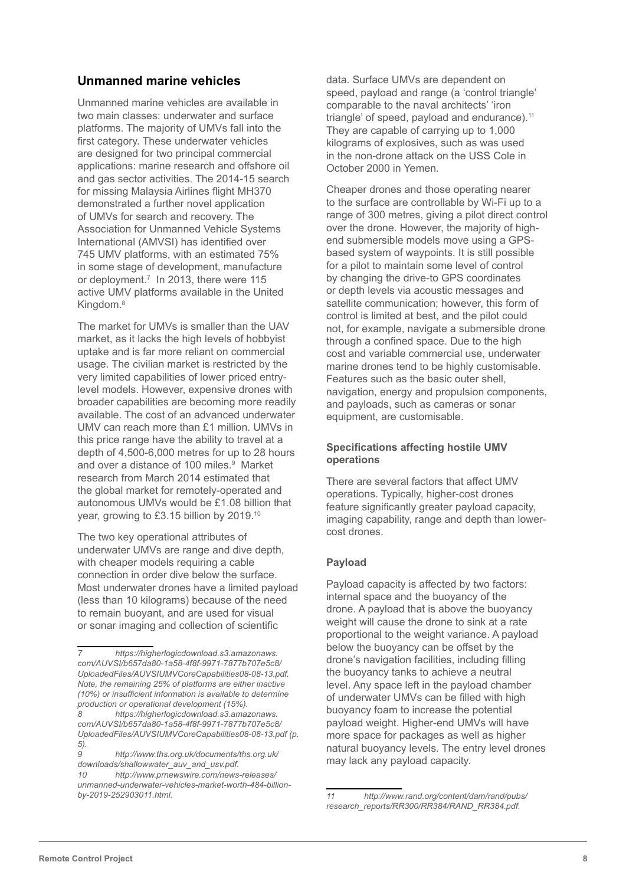## Unmanned marine vehicles

Unmanned marine vehicles are available in two main classes: underwater and surface platforms. The majority of UMVs fall into the first category. These underwater vehicles are designed for two principal commercial applications: marine research and offshore oil and gas sector activities. The 2014-15 search for missing Malaysia Airlines flight MH370 demonstrated a further novel application of UMVs for search and recovery. The Association for Unmanned Vehicle Systems International (AMVSI) has identified over 745 UMV platforms, with an estimated 75% in some stage of development, manufacture or deployment.[7] In 2013, there were 115 active UMV platforms available in the United Kingdom.[8]

The market for UMVs is smaller than the UAV market, as it lacks the high levels of hobbyist uptake and is far more reliant on commercial usage. The civilian market is restricted by the very limited capabilities of lower priced entry-level models. However, expensive drones with broader capabilities are becoming more readily available. The cost of an advanced underwater UMV can reach more than £1 million. UMVs in this price range have the ability to travel at a depth of 4,500-6,000 metres for up to 28 hours and over a distance of 100 miles.[9] Market research from March 2014 estimated that the global market for remotely-operated and autonomous UMVs would be £1.08 billion that year, growing to £3.15 billion by 2019.[10]

The two key operational attributes of underwater UMVs are range and dive depth, with cheaper models requiring a cable connection in order dive below the surface. Most underwater drones have a limited payload (less than 10 kilograms) because of the need to remain buoyant, and are used for visual or sonar imaging and collection of scientific data. Surface UMVs are dependent on speed, payload and range (a 'control triangle' comparable to the naval architects' 'iron triangle' of speed, payload and endurance).[11] They are capable of carrying up to 1,000 kilograms of explosives, such as was used in the non-drone attack on the USS Cole in October 2000 in Yemen.

Cheaper drones and those operating nearer to the surface are controllable by Wi-Fi up to a range of 300 metres, giving a pilot direct control over the drone. However, the majority of high-end submersible models move using a GPS-based system of waypoints. It is still possible for a pilot to maintain some level of control by changing the drive-to GPS coordinates or depth levels via acoustic messages and satellite communication; however, this form of control is limited at best, and the pilot could not, for example, navigate a submersible drone through a confined space. Due to the high cost and variable commercial use, underwater marine drones tend to be highly customisable. Features such as the basic outer shell, navigation, energy and propulsion components, and payloads, such as cameras or sonar equipment, are customisable.

#### Specifications affecting hostile UMV operations

There are several factors that affect UMV operations. Typically, higher-cost drones feature significantly greater payload capacity, imaging capability, range and depth than lower-cost drones.

#### Payload

Payload capacity is affected by two factors: internal space and the buoyancy of the drone. A payload that is above the buoyancy weight will cause the drone to sink at a rate proportional to the weight variance. A payload below the buoyancy can be offset by the drone's navigation facilities, including filling the buoyancy tanks to achieve a neutral level. Any space left in the payload chamber of underwater UMVs can be filled with high buoyancy foam to increase the potential payload weight. Higher-end UMVs will have more space for packages as well as higher natural buoyancy levels. The entry level drones may lack any payload capacity.

---

*7 https://higherlogicdownload.s3.amazonaws.com/AUVSI/b657da80-1a58-4f8f-9971-7877b707e5c8/UploadedFiles/AUVSIUMVCoreCapabilities08-08-13.pdf. Note, the remaining 25% of platforms are either inactive (10%) or insufficient information is available to determine production or operational development (15%).*

*8 https://higherlogicdownload.s3.amazonaws.com/AUVSI/b657da80-1a58-4f8f-9971-7877b707e5c8/UploadedFiles/AUVSIUMVCoreCapabilities08-08-13.pdf (p. 5).*

*9 http://www.ths.org.uk/documents/ths.org.uk/downloads/shallowwater_auv_and_usv.pdf.*

*10 http://www.prnewswire.com/news-releases/unmanned-underwater-vehicles-market-worth-484-billion-by-2019-252903011.html.*

*11 http://www.rand.org/content/dam/rand/pubs/research_reports/RR300/RR384/RAND_RR384.pdf.*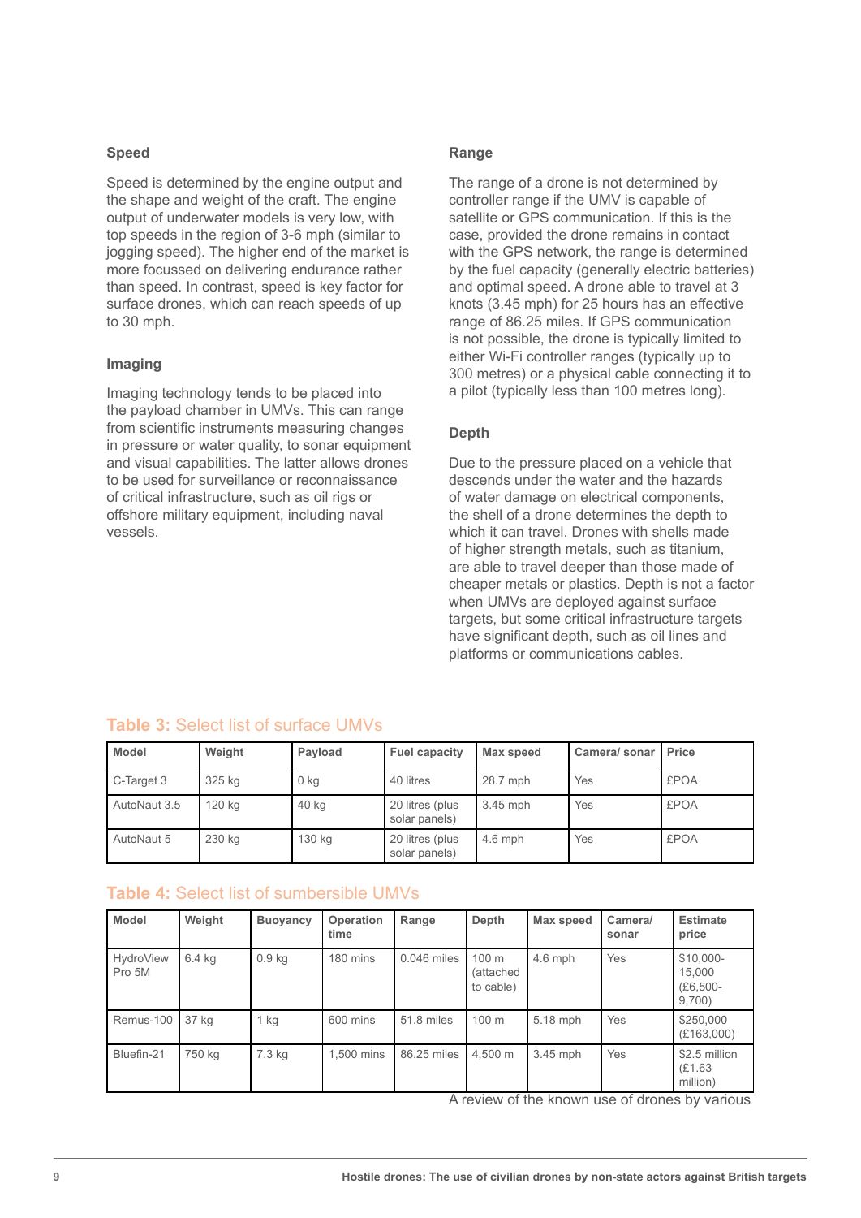### Speed

Speed is determined by the engine output and the shape and weight of the craft. The engine output of underwater models is very low, with top speeds in the region of 3-6 mph (similar to jogging speed). The higher end of the market is more focussed on delivering endurance rather than speed. In contrast, speed is key factor for surface drones, which can reach speeds of up to 30 mph.

### Imaging

Imaging technology tends to be placed into the payload chamber in UMVs. This can range from scientific instruments measuring changes in pressure or water quality, to sonar equipment and visual capabilities. The latter allows drones to be used for surveillance or reconnaissance of critical infrastructure, such as oil rigs or offshore military equipment, including naval vessels.

### Range

The range of a drone is not determined by controller range if the UMV is capable of satellite or GPS communication. If this is the case, provided the drone remains in contact with the GPS network, the range is determined by the fuel capacity (generally electric batteries) and optimal speed. A drone able to travel at 3 knots (3.45 mph) for 25 hours has an effective range of 86.25 miles. If GPS communication is not possible, the drone is typically limited to either Wi-Fi controller ranges (typically up to 300 metres) or a physical cable connecting it to a pilot (typically less than 100 metres long).

### Depth

Due to the pressure placed on a vehicle that descends under the water and the hazards of water damage on electrical components, the shell of a drone determines the depth to which it can travel. Drones with shells made of higher strength metals, such as titanium, are able to travel deeper than those made of cheaper metals or plastics. Depth is not a factor when UMVs are deployed against surface targets, but some critical infrastructure targets have significant depth, such as oil lines and platforms or communications cables.

**Table 3:** Select list of surface UMVs

| Model | Weight | Payload | Fuel capacity | Max speed | Camera/ sonar | Price |
|---|---|---|---|---|---|---|
| C-Target 3 | 325 kg | 0 kg | 40 litres | 28.7 mph | Yes | £POA |
| AutoNaut 3.5 | 120 kg | 40 kg | 20 litres (plus solar panels) | 3.45 mph | Yes | £POA |
| AutoNaut 5 | 230 kg | 130 kg | 20 litres (plus solar panels) | 4.6 mph | Yes | £POA |

**Table 4:** Select list of sumbersible UMVs

| Model | Weight | Buoyancy | Operation time | Range | Depth | Max speed | Camera/ sonar | Estimate price |
|---|---|---|---|---|---|---|---|---|
| HydroView Pro 5M | 6.4 kg | 0.9 kg | 180 mins | 0.046 miles | 100 m (attached to cable) | 4.6 mph | Yes | $10,000-15,000 (£6,500-9,700) |
| Remus-100 | 37 kg | 1 kg | 600 mins | 51.8 miles | 100 m | 5.18 mph | Yes | $250,000 (£163,000) |
| Bluefin-21 | 750 kg | 7.3 kg | 1,500 mins | 86.25 miles | 4,500 m | 3.45 mph | Yes | $2.5 million (£1.63 million) |

A review of the known use of drones by various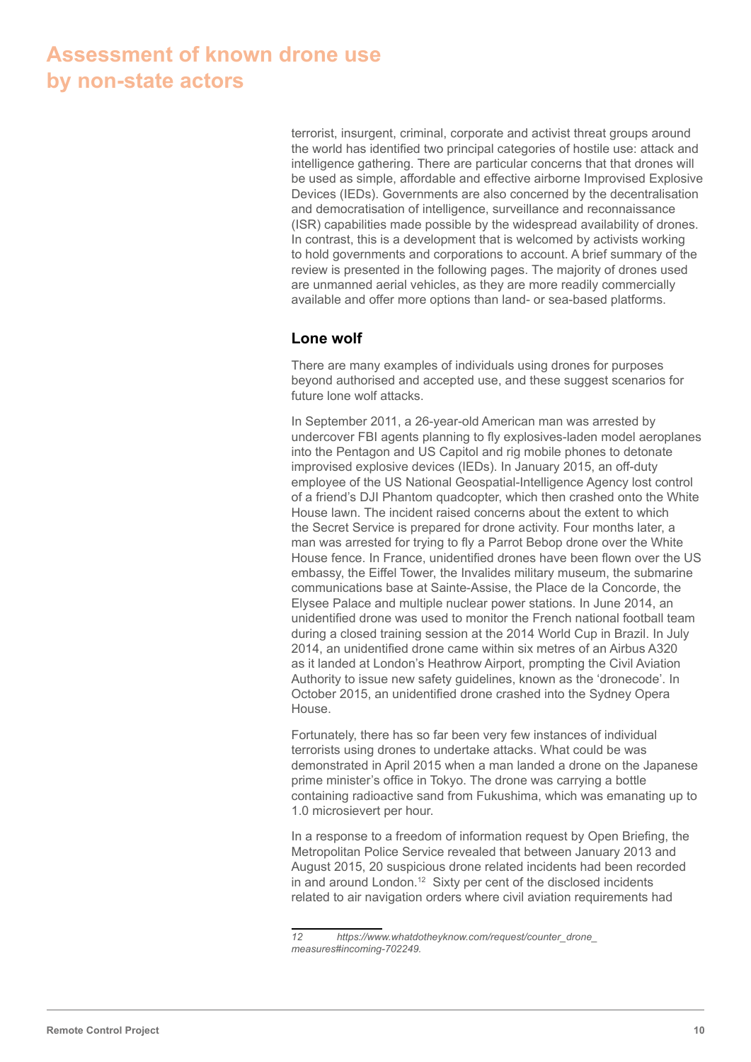# Assessment of known drone use by non-state actors

terrorist, insurgent, criminal, corporate and activist threat groups around the world has identified two principal categories of hostile use: attack and intelligence gathering. There are particular concerns that that drones will be used as simple, affordable and effective airborne Improvised Explosive Devices (IEDs). Governments are also concerned by the decentralisation and democratisation of intelligence, surveillance and reconnaissance (ISR) capabilities made possible by the widespread availability of drones. In contrast, this is a development that is welcomed by activists working to hold governments and corporations to account. A brief summary of the review is presented in the following pages. The majority of drones used are unmanned aerial vehicles, as they are more readily commercially available and offer more options than land- or sea-based platforms.

## Lone wolf

There are many examples of individuals using drones for purposes beyond authorised and accepted use, and these suggest scenarios for future lone wolf attacks.

In September 2011, a 26-year-old American man was arrested by undercover FBI agents planning to fly explosives-laden model aeroplanes into the Pentagon and US Capitol and rig mobile phones to detonate improvised explosive devices (IEDs). In January 2015, an off-duty employee of the US National Geospatial-Intelligence Agency lost control of a friend's DJI Phantom quadcopter, which then crashed onto the White House lawn. The incident raised concerns about the extent to which the Secret Service is prepared for drone activity. Four months later, a man was arrested for trying to fly a Parrot Bebop drone over the White House fence. In France, unidentified drones have been flown over the US embassy, the Eiffel Tower, the Invalides military museum, the submarine communications base at Sainte-Assise, the Place de la Concorde, the Elysee Palace and multiple nuclear power stations. In June 2014, an unidentified drone was used to monitor the French national football team during a closed training session at the 2014 World Cup in Brazil. In July 2014, an unidentified drone came within six metres of an Airbus A320 as it landed at London's Heathrow Airport, prompting the Civil Aviation Authority to issue new safety guidelines, known as the 'dronecode'. In October 2015, an unidentified drone crashed into the Sydney Opera House.

Fortunately, there has so far been very few instances of individual terrorists using drones to undertake attacks. What could be was demonstrated in April 2015 when a man landed a drone on the Japanese prime minister's office in Tokyo. The drone was carrying a bottle containing radioactive sand from Fukushima, which was emanating up to 1.0 microsievert per hour.

In a response to a freedom of information request by Open Briefing, the Metropolitan Police Service revealed that between January 2013 and August 2015, 20 suspicious drone related incidents had been recorded in and around London.[12] Sixty per cent of the disclosed incidents related to air navigation orders where civil aviation requirements had

12 *https://www.whatdotheyknow.com/request/counter_drone_measures#incoming-702249.*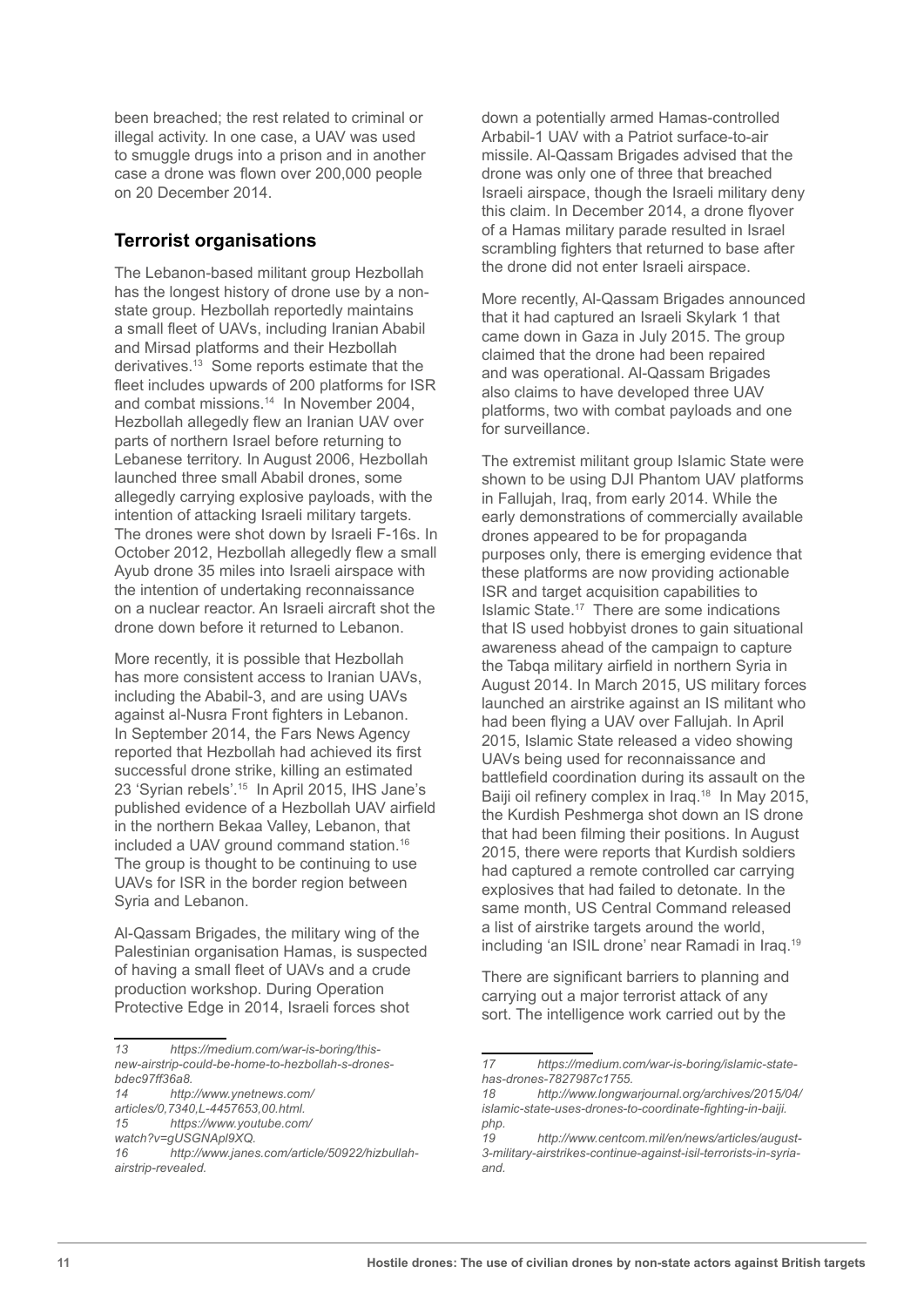been breached; the rest related to criminal or illegal activity. In one case, a UAV was used to smuggle drugs into a prison and in another case a drone was flown over 200,000 people on 20 December 2014.

## Terrorist organisations

The Lebanon-based militant group Hezbollah has the longest history of drone use by a non-state group. Hezbollah reportedly maintains a small fleet of UAVs, including Iranian Ababil and Mirsad platforms and their Hezbollah derivatives.[13] Some reports estimate that the fleet includes upwards of 200 platforms for ISR and combat missions.[14] In November 2004, Hezbollah allegedly flew an Iranian UAV over parts of northern Israel before returning to Lebanese territory. In August 2006, Hezbollah launched three small Ababil drones, some allegedly carrying explosive payloads, with the intention of attacking Israeli military targets. The drones were shot down by Israeli F-16s. In October 2012, Hezbollah allegedly flew a small Ayub drone 35 miles into Israeli airspace with the intention of undertaking reconnaissance on a nuclear reactor. An Israeli aircraft shot the drone down before it returned to Lebanon.

More recently, it is possible that Hezbollah has more consistent access to Iranian UAVs, including the Ababil-3, and are using UAVs against al-Nusra Front fighters in Lebanon. In September 2014, the Fars News Agency reported that Hezbollah had achieved its first successful drone strike, killing an estimated 23 'Syrian rebels'.[15] In April 2015, IHS Jane's published evidence of a Hezbollah UAV airfield in the northern Bekaa Valley, Lebanon, that included a UAV ground command station.[16] The group is thought to be continuing to use UAVs for ISR in the border region between Syria and Lebanon.

Al-Qassam Brigades, the military wing of the Palestinian organisation Hamas, is suspected of having a small fleet of UAVs and a crude production workshop. During Operation Protective Edge in 2014, Israeli forces shot down a potentially armed Hamas-controlled Arbabil-1 UAV with a Patriot surface-to-air missile. Al-Qassam Brigades advised that the drone was only one of three that breached Israeli airspace, though the Israeli military deny this claim. In December 2014, a drone flyover of a Hamas military parade resulted in Israel scrambling fighters that returned to base after the drone did not enter Israeli airspace.

More recently, Al-Qassam Brigades announced that it had captured an Israeli Skylark 1 that came down in Gaza in July 2015. The group claimed that the drone had been repaired and was operational. Al-Qassam Brigades also claims to have developed three UAV platforms, two with combat payloads and one for surveillance.

The extremist militant group Islamic State were shown to be using DJI Phantom UAV platforms in Fallujah, Iraq, from early 2014. While the early demonstrations of commercially available drones appeared to be for propaganda purposes only, there is emerging evidence that these platforms are now providing actionable ISR and target acquisition capabilities to Islamic State.[17] There are some indications that IS used hobbyist drones to gain situational awareness ahead of the campaign to capture the Tabqa military airfield in northern Syria in August 2014. In March 2015, US military forces launched an airstrike against an IS militant who had been flying a UAV over Fallujah. In April 2015, Islamic State released a video showing UAVs being used for reconnaissance and battlefield coordination during its assault on the Baiji oil refinery complex in Iraq.[18] In May 2015, the Kurdish Peshmerga shot down an IS drone that had been filming their positions. In August 2015, there were reports that Kurdish soldiers had captured a remote controlled car carrying explosives that had failed to detonate. In the same month, US Central Command released a list of airstrike targets around the world, including 'an ISIL drone' near Ramadi in Iraq.[19]

There are significant barriers to planning and carrying out a major terrorist attack of any sort. The intelligence work carried out by the

---

*13 https://medium.com/war-is-boring/this-new-airstrip-could-be-home-to-hezbollah-s-drones-bdec97ff36a8.*

*14 http://www.ynetnews.com/articles/0,7340,L-4457653,00.html.*

*15 https://www.youtube.com/watch?v=gUSGNApl9XQ.*

*16 http://www.janes.com/article/50922/hizbullah-airstrip-revealed.*

*17 https://medium.com/war-is-boring/islamic-state-has-drones-7827987c1755.*

*18 http://www.longwarjournal.org/archives/2015/04/islamic-state-uses-drones-to-coordinate-fighting-in-baiji.php.*

*19 http://www.centcom.mil/en/news/articles/august-3-military-airstrikes-continue-against-isil-terrorists-in-syria-and.*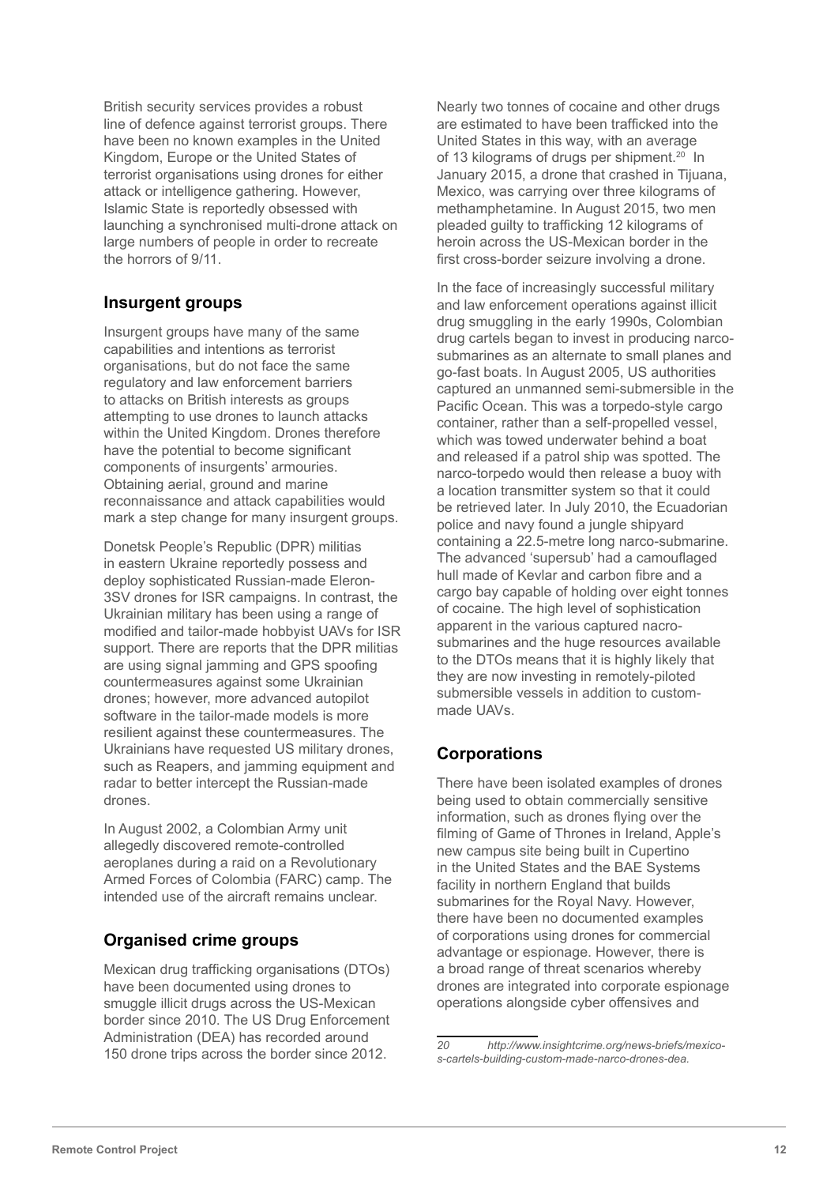British security services provides a robust line of defence against terrorist groups. There have been no known examples in the United Kingdom, Europe or the United States of terrorist organisations using drones for either attack or intelligence gathering. However, Islamic State is reportedly obsessed with launching a synchronised multi-drone attack on large numbers of people in order to recreate the horrors of 9/11.

### Insurgent groups

Insurgent groups have many of the same capabilities and intentions as terrorist organisations, but do not face the same regulatory and law enforcement barriers to attacks on British interests as groups attempting to use drones to launch attacks within the United Kingdom. Drones therefore have the potential to become significant components of insurgents' armouries. Obtaining aerial, ground and marine reconnaissance and attack capabilities would mark a step change for many insurgent groups.

Donetsk People's Republic (DPR) militias in eastern Ukraine reportedly possess and deploy sophisticated Russian-made Eleron-3SV drones for ISR campaigns. In contrast, the Ukrainian military has been using a range of modified and tailor-made hobbyist UAVs for ISR support. There are reports that the DPR militias are using signal jamming and GPS spoofing countermeasures against some Ukrainian drones; however, more advanced autopilot software in the tailor-made models is more resilient against these countermeasures. The Ukrainians have requested US military drones, such as Reapers, and jamming equipment and radar to better intercept the Russian-made drones.

In August 2002, a Colombian Army unit allegedly discovered remote-controlled aeroplanes during a raid on a Revolutionary Armed Forces of Colombia (FARC) camp. The intended use of the aircraft remains unclear.

### Organised crime groups

Mexican drug trafficking organisations (DTOs) have been documented using drones to smuggle illicit drugs across the US-Mexican border since 2010. The US Drug Enforcement Administration (DEA) has recorded around 150 drone trips across the border since 2012. Nearly two tonnes of cocaine and other drugs are estimated to have been trafficked into the United States in this way, with an average of 13 kilograms of drugs per shipment.[20] In January 2015, a drone that crashed in Tijuana, Mexico, was carrying over three kilograms of methamphetamine. In August 2015, two men pleaded guilty to trafficking 12 kilograms of heroin across the US-Mexican border in the first cross-border seizure involving a drone.

In the face of increasingly successful military and law enforcement operations against illicit drug smuggling in the early 1990s, Colombian drug cartels began to invest in producing narco-submarines as an alternate to small planes and go-fast boats. In August 2005, US authorities captured an unmanned semi-submersible in the Pacific Ocean. This was a torpedo-style cargo container, rather than a self-propelled vessel, which was towed underwater behind a boat and released if a patrol ship was spotted. The narco-torpedo would then release a buoy with a location transmitter system so that it could be retrieved later. In July 2010, the Ecuadorian police and navy found a jungle shipyard containing a 22.5-metre long narco-submarine. The advanced 'supersub' had a camouflaged hull made of Kevlar and carbon fibre and a cargo bay capable of holding over eight tonnes of cocaine. The high level of sophistication apparent in the various captured nacro-submarines and the huge resources available to the DTOs means that it is highly likely that they are now investing in remotely-piloted submersible vessels in addition to custom-made UAVs.

### Corporations

There have been isolated examples of drones being used to obtain commercially sensitive information, such as drones flying over the filming of Game of Thrones in Ireland, Apple's new campus site being built in Cupertino in the United States and the BAE Systems facility in northern England that builds submarines for the Royal Navy. However, there have been no documented examples of corporations using drones for commercial advantage or espionage. However, there is a broad range of threat scenarios whereby drones are integrated into corporate espionage operations alongside cyber offensives and

*20 http://www.insightcrime.org/news-briefs/mexico-s-cartels-building-custom-made-narco-drones-dea.*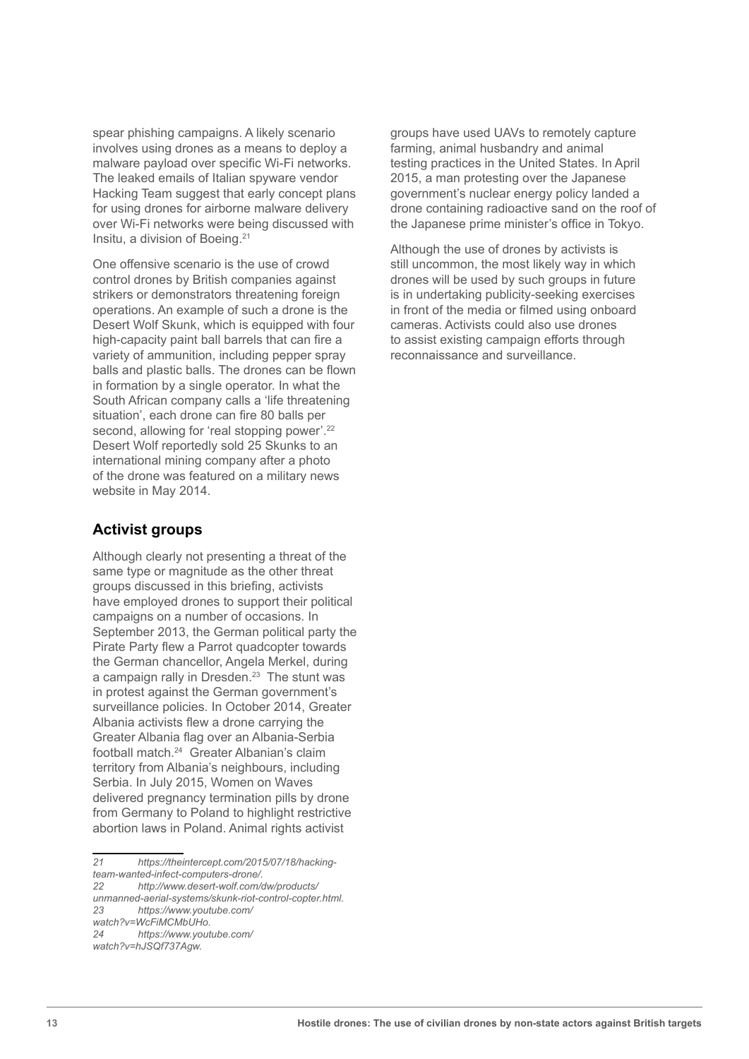spear phishing campaigns. A likely scenario involves using drones as a means to deploy a malware payload over specific Wi-Fi networks. The leaked emails of Italian spyware vendor Hacking Team suggest that early concept plans for using drones for airborne malware delivery over Wi-Fi networks were being discussed with Insitu, a division of Boeing.[21]

One offensive scenario is the use of crowd control drones by British companies against strikers or demonstrators threatening foreign operations. An example of such a drone is the Desert Wolf Skunk, which is equipped with four high-capacity paint ball barrels that can fire a variety of ammunition, including pepper spray balls and plastic balls. The drones can be flown in formation by a single operator. In what the South African company calls a 'life threatening situation', each drone can fire 80 balls per second, allowing for 'real stopping power'.[22] Desert Wolf reportedly sold 25 Skunks to an international mining company after a photo of the drone was featured on a military news website in May 2014.

## Activist groups

Although clearly not presenting a threat of the same type or magnitude as the other threat groups discussed in this briefing, activists have employed drones to support their political campaigns on a number of occasions. In September 2013, the German political party the Pirate Party flew a Parrot quadcopter towards the German chancellor, Angela Merkel, during a campaign rally in Dresden.[23] The stunt was in protest against the German government's surveillance policies. In October 2014, Greater Albania activists flew a drone carrying the Greater Albania flag over an Albania-Serbia football match.[24] Greater Albanian's claim territory from Albania's neighbours, including Serbia. In July 2015, Women on Waves delivered pregnancy termination pills by drone from Germany to Poland to highlight restrictive abortion laws in Poland. Animal rights activist groups have used UAVs to remotely capture farming, animal husbandry and animal testing practices in the United States. In April 2015, a man protesting over the Japanese government's nuclear energy policy landed a drone containing radioactive sand on the roof of the Japanese prime minister's office in Tokyo.

Although the use of drones by activists is still uncommon, the most likely way in which drones will be used by such groups in future is in undertaking publicity-seeking exercises in front of the media or filmed using onboard cameras. Activists could also use drones to assist existing campaign efforts through reconnaissance and surveillance.

---

*21 https://theintercept.com/2015/07/18/hacking-team-wanted-infect-computers-drone/.*

*22 http://www.desert-wolf.com/dw/products/unmanned-aerial-systems/skunk-riot-control-copter.html.*

*23 https://www.youtube.com/watch?v=WcFiMCMbUHo.*

*24 https://www.youtube.com/watch?v=hJSQf737Agw.*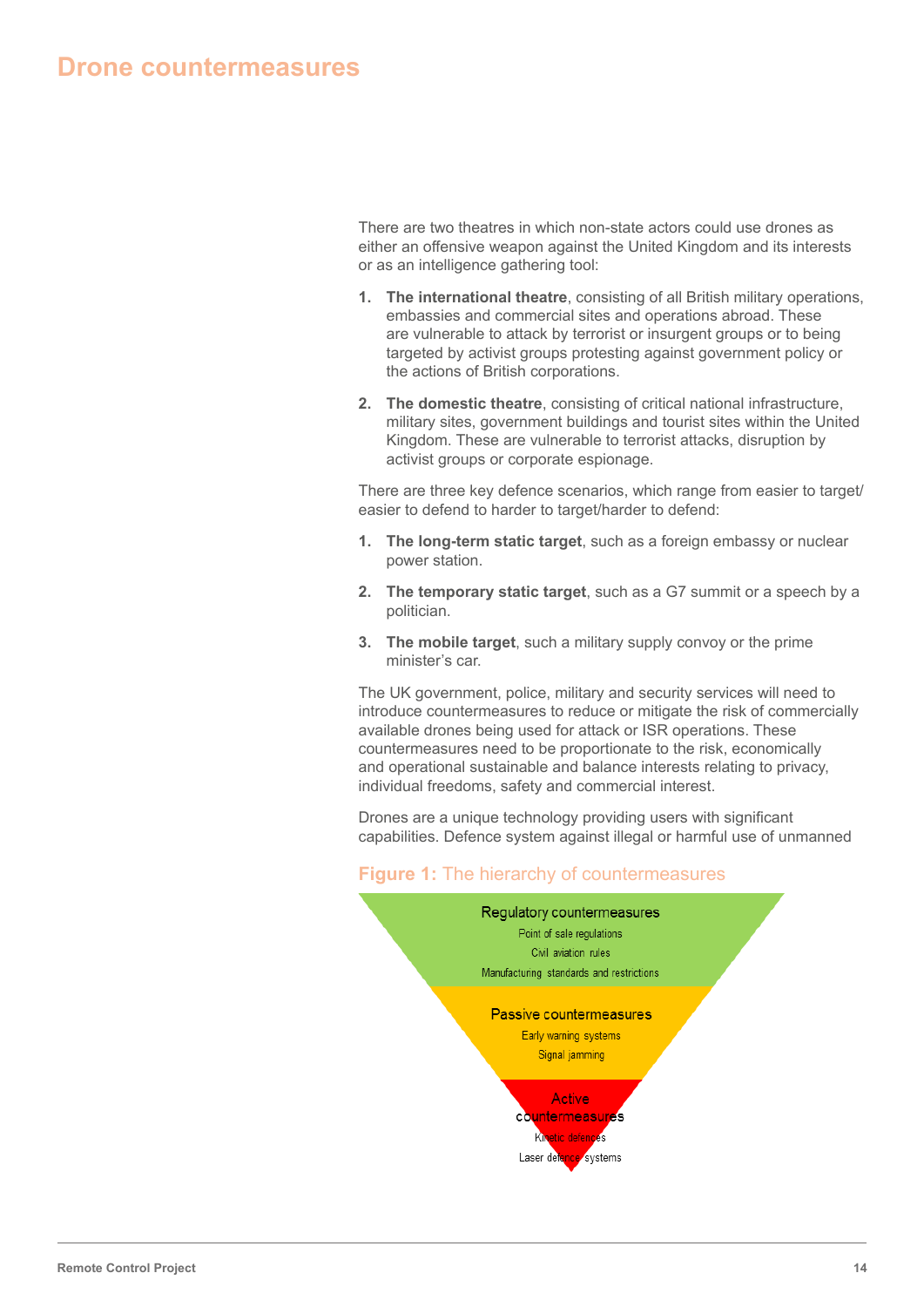# Drone countermeasures

There are two theatres in which non-state actors could use drones as either an offensive weapon against the United Kingdom and its interests or as an intelligence gathering tool:

1. **The international theatre**, consisting of all British military operations, embassies and commercial sites and operations abroad. These are vulnerable to attack by terrorist or insurgent groups or to being targeted by activist groups protesting against government policy or the actions of British corporations.
2. **The domestic theatre**, consisting of critical national infrastructure, military sites, government buildings and tourist sites within the United Kingdom. These are vulnerable to terrorist attacks, disruption by activist groups or corporate espionage.

There are three key defence scenarios, which range from easier to target/ easier to defend to harder to target/harder to defend:

1. **The long-term static target**, such as a foreign embassy or nuclear power station.
2. **The temporary static target**, such as a G7 summit or a speech by a politician.
3. **The mobile target**, such a military supply convoy or the prime minister's car.

The UK government, police, military and security services will need to introduce countermeasures to reduce or mitigate the risk of commercially available drones being used for attack or ISR operations. These countermeasures need to be proportionate to the risk, economically and operational sustainable and balance interests relating to privacy, individual freedoms, safety and commercial interest.

Drones are a unique technology providing users with significant capabilities. Defence system against illegal or harmful use of unmanned

**Figure 1:** The hierarchy of countermeasures

Regulatory countermeasures
Point of sale regulations
Civil aviation rules
Manufacturing standards and restrictions

Passive countermeasures
Early warning systems
Signal jamming

Active countermeasures
Kinetic defences
Laser defence systems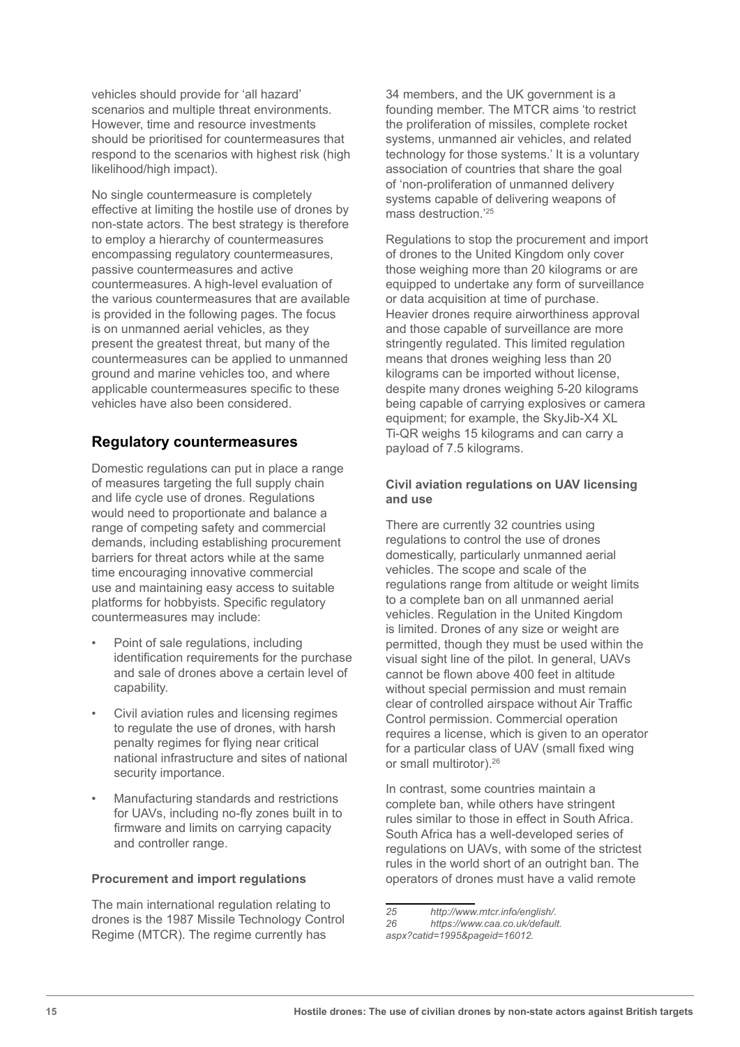vehicles should provide for 'all hazard' scenarios and multiple threat environments. However, time and resource investments should be prioritised for countermeasures that respond to the scenarios with highest risk (high likelihood/high impact).

No single countermeasure is completely effective at limiting the hostile use of drones by non-state actors. The best strategy is therefore to employ a hierarchy of countermeasures encompassing regulatory countermeasures, passive countermeasures and active countermeasures. A high-level evaluation of the various countermeasures that are available is provided in the following pages. The focus is on unmanned aerial vehicles, as they present the greatest threat, but many of the countermeasures can be applied to unmanned ground and marine vehicles too, and where applicable countermeasures specific to these vehicles have also been considered.

## Regulatory countermeasures

Domestic regulations can put in place a range of measures targeting the full supply chain and life cycle use of drones. Regulations would need to proportionate and balance a range of competing safety and commercial demands, including establishing procurement barriers for threat actors while at the same time encouraging innovative commercial use and maintaining easy access to suitable platforms for hobbyists. Specific regulatory countermeasures may include:

- Point of sale regulations, including identification requirements for the purchase and sale of drones above a certain level of capability.
- Civil aviation rules and licensing regimes to regulate the use of drones, with harsh penalty regimes for flying near critical national infrastructure and sites of national security importance.
- Manufacturing standards and restrictions for UAVs, including no-fly zones built in to firmware and limits on carrying capacity and controller range.

### Procurement and import regulations

The main international regulation relating to drones is the 1987 Missile Technology Control Regime (MTCR). The regime currently has 34 members, and the UK government is a founding member. The MTCR aims 'to restrict the proliferation of missiles, complete rocket systems, unmanned air vehicles, and related technology for those systems.' It is a voluntary association of countries that share the goal of 'non-proliferation of unmanned delivery systems capable of delivering weapons of mass destruction.'[25]

Regulations to stop the procurement and import of drones to the United Kingdom only cover those weighing more than 20 kilograms or are equipped to undertake any form of surveillance or data acquisition at time of purchase. Heavier drones require airworthiness approval and those capable of surveillance are more stringently regulated. This limited regulation means that drones weighing less than 20 kilograms can be imported without license, despite many drones weighing 5-20 kilograms being capable of carrying explosives or camera equipment; for example, the SkyJib-X4 XL Ti-QR weighs 15 kilograms and can carry a payload of 7.5 kilograms.

### Civil aviation regulations on UAV licensing and use

There are currently 32 countries using regulations to control the use of drones domestically, particularly unmanned aerial vehicles. The scope and scale of the regulations range from altitude or weight limits to a complete ban on all unmanned aerial vehicles. Regulation in the United Kingdom is limited. Drones of any size or weight are permitted, though they must be used within the visual sight line of the pilot. In general, UAVs cannot be flown above 400 feet in altitude without special permission and must remain clear of controlled airspace without Air Traffic Control permission. Commercial operation requires a license, which is given to an operator for a particular class of UAV (small fixed wing or small multirotor).[26]

In contrast, some countries maintain a complete ban, while others have stringent rules similar to those in effect in South Africa. South Africa has a well-developed series of regulations on UAVs, with some of the strictest rules in the world short of an outright ban. The operators of drones must have a valid remote

---

*25 http://www.mtcr.info/english/.*

*26 https://www.caa.co.uk/default.aspx?catid=1995&pageid=16012.*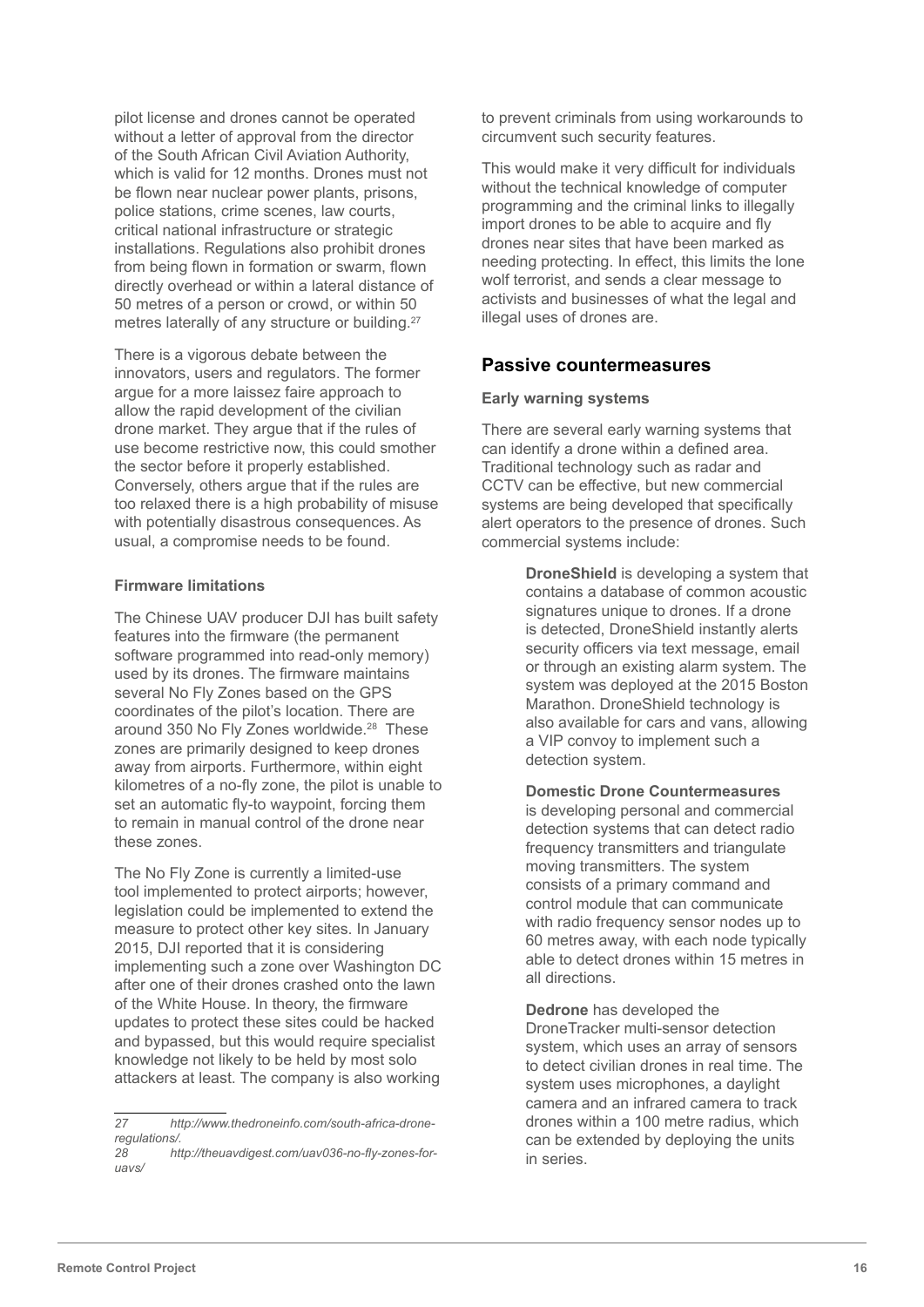pilot license and drones cannot be operated without a letter of approval from the director of the South African Civil Aviation Authority, which is valid for 12 months. Drones must not be flown near nuclear power plants, prisons, police stations, crime scenes, law courts, critical national infrastructure or strategic installations. Regulations also prohibit drones from being flown in formation or swarm, flown directly overhead or within a lateral distance of 50 metres of a person or crowd, or within 50 metres laterally of any structure or building.[27]

There is a vigorous debate between the innovators, users and regulators. The former argue for a more laissez faire approach to allow the rapid development of the civilian drone market. They argue that if the rules of use become restrictive now, this could smother the sector before it properly established. Conversely, others argue that if the rules are too relaxed there is a high probability of misuse with potentially disastrous consequences. As usual, a compromise needs to be found.

#### Firmware limitations

The Chinese UAV producer DJI has built safety features into the firmware (the permanent software programmed into read-only memory) used by its drones. The firmware maintains several No Fly Zones based on the GPS coordinates of the pilot's location. There are around 350 No Fly Zones worldwide.[28] These zones are primarily designed to keep drones away from airports. Furthermore, within eight kilometres of a no-fly zone, the pilot is unable to set an automatic fly-to waypoint, forcing them to remain in manual control of the drone near these zones.

The No Fly Zone is currently a limited-use tool implemented to protect airports; however, legislation could be implemented to extend the measure to protect other key sites. In January 2015, DJI reported that it is considering implementing such a zone over Washington DC after one of their drones crashed onto the lawn of the White House. In theory, the firmware updates to protect these sites could be hacked and bypassed, but this would require specialist knowledge not likely to be held by most solo attackers at least. The company is also working to prevent criminals from using workarounds to circumvent such security features.

This would make it very difficult for individuals without the technical knowledge of computer programming and the criminal links to illegally import drones to be able to acquire and fly drones near sites that have been marked as needing protecting. In effect, this limits the lone wolf terrorist, and sends a clear message to activists and businesses of what the legal and illegal uses of drones are.

### Passive countermeasures

#### Early warning systems

There are several early warning systems that can identify a drone within a defined area. Traditional technology such as radar and CCTV can be effective, but new commercial systems are being developed that specifically alert operators to the presence of drones. Such commercial systems include:

> **DroneShield** is developing a system that contains a database of common acoustic signatures unique to drones. If a drone is detected, DroneShield instantly alerts security officers via text message, email or through an existing alarm system. The system was deployed at the 2015 Boston Marathon. DroneShield technology is also available for cars and vans, allowing a VIP convoy to implement such a detection system.
>
> **Domestic Drone Countermeasures** is developing personal and commercial detection systems that can detect radio frequency transmitters and triangulate moving transmitters. The system consists of a primary command and control module that can communicate with radio frequency sensor nodes up to 60 metres away, with each node typically able to detect drones within 15 metres in all directions.
>
> **Dedrone** has developed the DroneTracker multi-sensor detection system, which uses an array of sensors to detect civilian drones in real time. The system uses microphones, a daylight camera and an infrared camera to track drones within a 100 metre radius, which can be extended by deploying the units in series.

---

*27 http://www.thedroneinfo.com/south-africa-drone-regulations/.*

*28 http://theuavdigest.com/uav036-no-fly-zones-for-uavs/*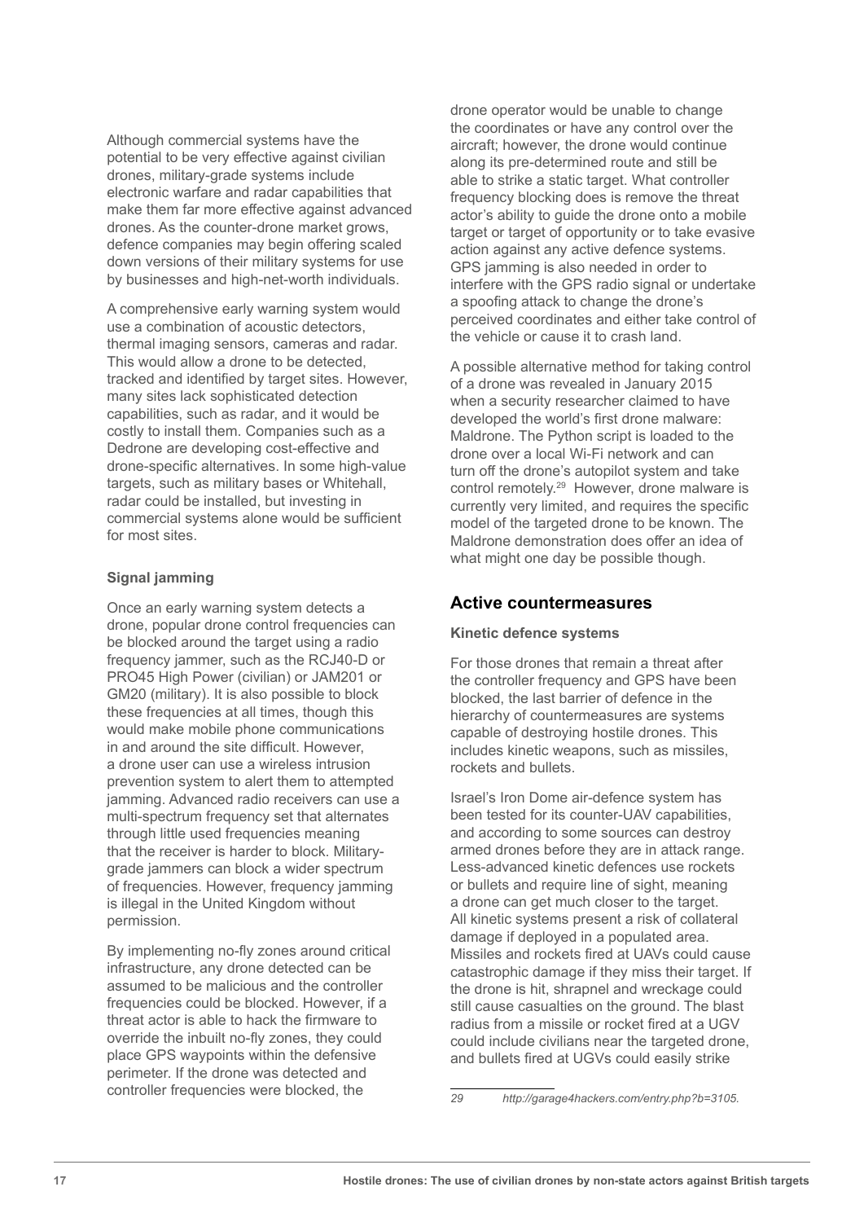Although commercial systems have the potential to be very effective against civilian drones, military-grade systems include electronic warfare and radar capabilities that make them far more effective against advanced drones. As the counter-drone market grows, defence companies may begin offering scaled down versions of their military systems for use by businesses and high-net-worth individuals.

A comprehensive early warning system would use a combination of acoustic detectors, thermal imaging sensors, cameras and radar. This would allow a drone to be detected, tracked and identified by target sites. However, many sites lack sophisticated detection capabilities, such as radar, and it would be costly to install them. Companies such as a Dedrone are developing cost-effective and drone-specific alternatives. In some high-value targets, such as military bases or Whitehall, radar could be installed, but investing in commercial systems alone would be sufficient for most sites.

**Signal jamming**

Once an early warning system detects a drone, popular drone control frequencies can be blocked around the target using a radio frequency jammer, such as the RCJ40-D or PRO45 High Power (civilian) or JAM201 or GM20 (military). It is also possible to block these frequencies at all times, though this would make mobile phone communications in and around the site difficult. However, a drone user can use a wireless intrusion prevention system to alert them to attempted jamming. Advanced radio receivers can use a multi-spectrum frequency set that alternates through little used frequencies meaning that the receiver is harder to block. Military-grade jammers can block a wider spectrum of frequencies. However, frequency jamming is illegal in the United Kingdom without permission.

By implementing no-fly zones around critical infrastructure, any drone detected can be assumed to be malicious and the controller frequencies could be blocked. However, if a threat actor is able to hack the firmware to override the inbuilt no-fly zones, they could place GPS waypoints within the defensive perimeter. If the drone was detected and controller frequencies were blocked, the drone operator would be unable to change the coordinates or have any control over the aircraft; however, the drone would continue along its pre-determined route and still be able to strike a static target. What controller frequency blocking does is remove the threat actor's ability to guide the drone onto a mobile target or target of opportunity or to take evasive action against any active defence systems. GPS jamming is also needed in order to interfere with the GPS radio signal or undertake a spoofing attack to change the drone's perceived coordinates and either take control of the vehicle or cause it to crash land.

A possible alternative method for taking control of a drone was revealed in January 2015 when a security researcher claimed to have developed the world's first drone malware: Maldrone. The Python script is loaded to the drone over a local Wi-Fi network and can turn off the drone's autopilot system and take control remotely.[29] However, drone malware is currently very limited, and requires the specific model of the targeted drone to be known. The Maldrone demonstration does offer an idea of what might one day be possible though.

## Active countermeasures

**Kinetic defence systems**

For those drones that remain a threat after the controller frequency and GPS have been blocked, the last barrier of defence in the hierarchy of countermeasures are systems capable of destroying hostile drones. This includes kinetic weapons, such as missiles, rockets and bullets.

Israel's Iron Dome air-defence system has been tested for its counter-UAV capabilities, and according to some sources can destroy armed drones before they are in attack range. Less-advanced kinetic defences use rockets or bullets and require line of sight, meaning a drone can get much closer to the target. All kinetic systems present a risk of collateral damage if deployed in a populated area. Missiles and rockets fired at UAVs could cause catastrophic damage if they miss their target. If the drone is hit, shrapnel and wreckage could still cause casualties on the ground. The blast radius from a missile or rocket fired at a UGV could include civilians near the targeted drone, and bullets fired at UGVs could easily strike

29 http://garage4hackers.com/entry.php?b=3105.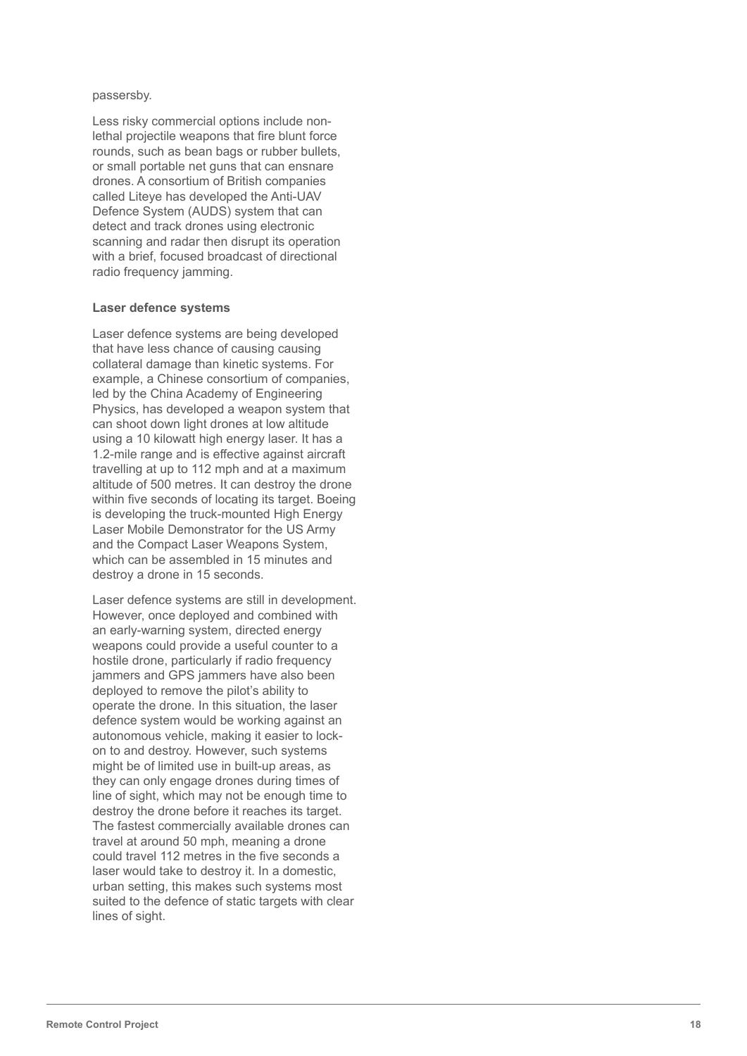passersby.

Less risky commercial options include non-lethal projectile weapons that fire blunt force rounds, such as bean bags or rubber bullets, or small portable net guns that can ensnare drones. A consortium of British companies called Liteye has developed the Anti-UAV Defence System (AUDS) system that can detect and track drones using electronic scanning and radar then disrupt its operation with a brief, focused broadcast of directional radio frequency jamming.

**Laser defence systems**

Laser defence systems are being developed that have less chance of causing causing collateral damage than kinetic systems. For example, a Chinese consortium of companies, led by the China Academy of Engineering Physics, has developed a weapon system that can shoot down light drones at low altitude using a 10 kilowatt high energy laser. It has a 1.2-mile range and is effective against aircraft travelling at up to 112 mph and at a maximum altitude of 500 metres. It can destroy the drone within five seconds of locating its target. Boeing is developing the truck-mounted High Energy Laser Mobile Demonstrator for the US Army and the Compact Laser Weapons System, which can be assembled in 15 minutes and destroy a drone in 15 seconds.

Laser defence systems are still in development. However, once deployed and combined with an early-warning system, directed energy weapons could provide a useful counter to a hostile drone, particularly if radio frequency jammers and GPS jammers have also been deployed to remove the pilot's ability to operate the drone. In this situation, the laser defence system would be working against an autonomous vehicle, making it easier to lock-on to and destroy. However, such systems might be of limited use in built-up areas, as they can only engage drones during times of line of sight, which may not be enough time to destroy the drone before it reaches its target. The fastest commercially available drones can travel at around 50 mph, meaning a drone could travel 112 metres in the five seconds a laser would take to destroy it. In a domestic, urban setting, this makes such systems most suited to the defence of static targets with clear lines of sight.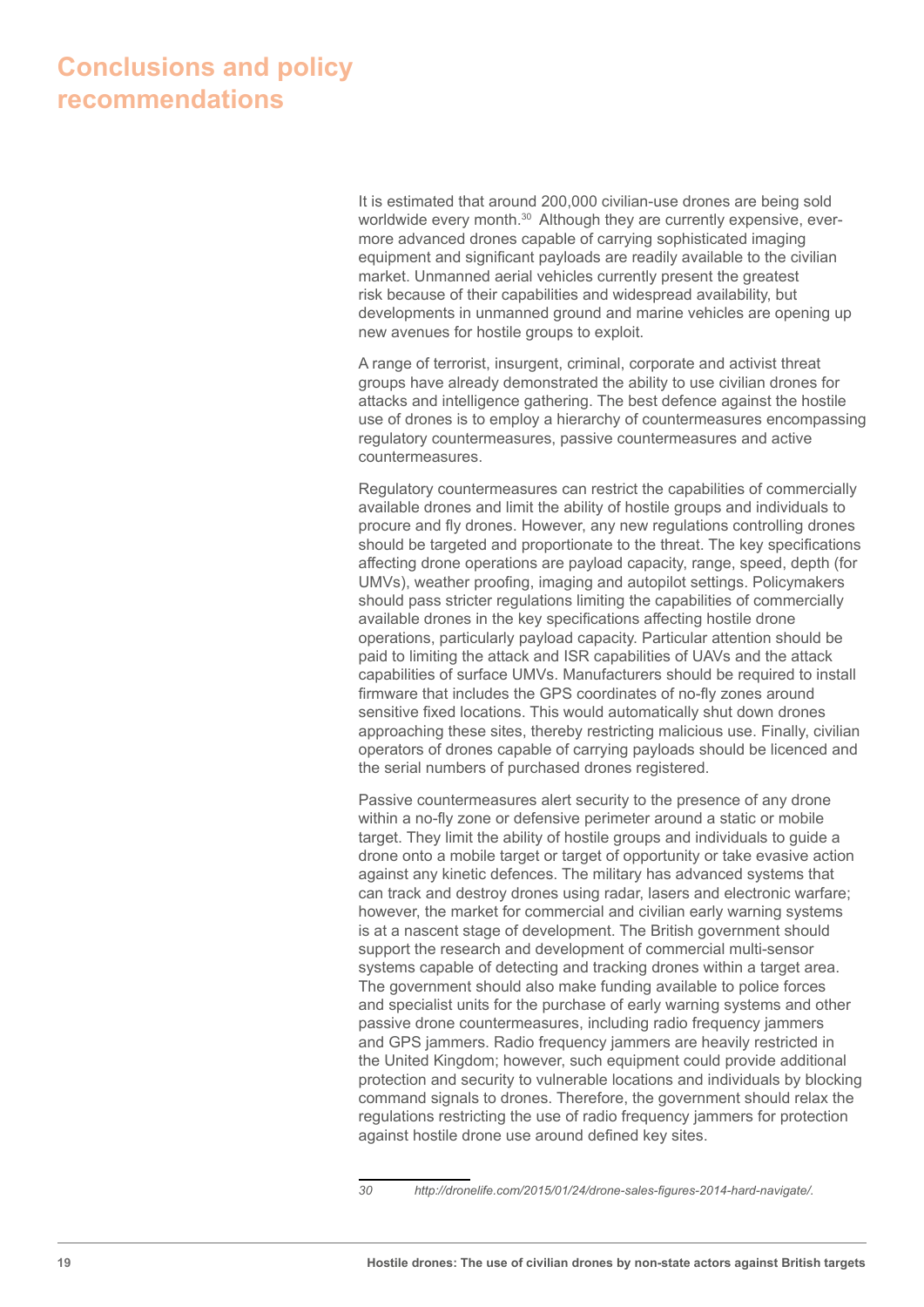# Conclusions and policy recommendations

It is estimated that around 200,000 civilian-use drones are being sold worldwide every month.[30] Although they are currently expensive, ever-more advanced drones capable of carrying sophisticated imaging equipment and significant payloads are readily available to the civilian market. Unmanned aerial vehicles currently present the greatest risk because of their capabilities and widespread availability, but developments in unmanned ground and marine vehicles are opening up new avenues for hostile groups to exploit.

A range of terrorist, insurgent, criminal, corporate and activist threat groups have already demonstrated the ability to use civilian drones for attacks and intelligence gathering. The best defence against the hostile use of drones is to employ a hierarchy of countermeasures encompassing regulatory countermeasures, passive countermeasures and active countermeasures.

Regulatory countermeasures can restrict the capabilities of commercially available drones and limit the ability of hostile groups and individuals to procure and fly drones. However, any new regulations controlling drones should be targeted and proportionate to the threat. The key specifications affecting drone operations are payload capacity, range, speed, depth (for UMVs), weather proofing, imaging and autopilot settings. Policymakers should pass stricter regulations limiting the capabilities of commercially available drones in the key specifications affecting hostile drone operations, particularly payload capacity. Particular attention should be paid to limiting the attack and ISR capabilities of UAVs and the attack capabilities of surface UMVs. Manufacturers should be required to install firmware that includes the GPS coordinates of no-fly zones around sensitive fixed locations. This would automatically shut down drones approaching these sites, thereby restricting malicious use. Finally, civilian operators of drones capable of carrying payloads should be licenced and the serial numbers of purchased drones registered.

Passive countermeasures alert security to the presence of any drone within a no-fly zone or defensive perimeter around a static or mobile target. They limit the ability of hostile groups and individuals to guide a drone onto a mobile target or target of opportunity or take evasive action against any kinetic defences. The military has advanced systems that can track and destroy drones using radar, lasers and electronic warfare; however, the market for commercial and civilian early warning systems is at a nascent stage of development. The British government should support the research and development of commercial multi-sensor systems capable of detecting and tracking drones within a target area. The government should also make funding available to police forces and specialist units for the purchase of early warning systems and other passive drone countermeasures, including radio frequency jammers and GPS jammers. Radio frequency jammers are heavily restricted in the United Kingdom; however, such equipment could provide additional protection and security to vulnerable locations and individuals by blocking command signals to drones. Therefore, the government should relax the regulations restricting the use of radio frequency jammers for protection against hostile drone use around defined key sites.

---

30 *http://dronelife.com/2015/01/24/drone-sales-figures-2014-hard-navigate/.*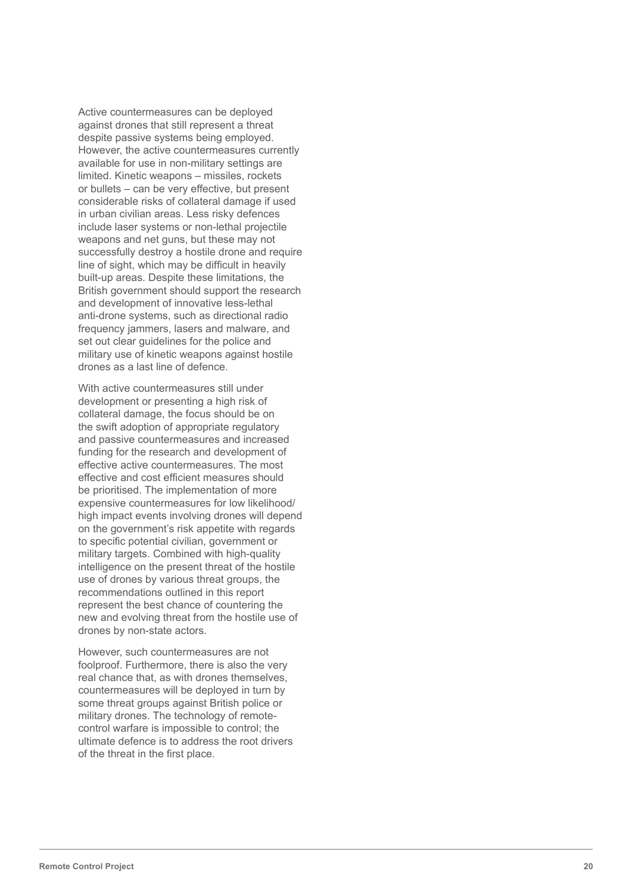Active countermeasures can be deployed against drones that still represent a threat despite passive systems being employed. However, the active countermeasures currently available for use in non-military settings are limited. Kinetic weapons – missiles, rockets or bullets – can be very effective, but present considerable risks of collateral damage if used in urban civilian areas. Less risky defences include laser systems or non-lethal projectile weapons and net guns, but these may not successfully destroy a hostile drone and require line of sight, which may be difficult in heavily built-up areas. Despite these limitations, the British government should support the research and development of innovative less-lethal anti-drone systems, such as directional radio frequency jammers, lasers and malware, and set out clear guidelines for the police and military use of kinetic weapons against hostile drones as a last line of defence.

With active countermeasures still under development or presenting a high risk of collateral damage, the focus should be on the swift adoption of appropriate regulatory and passive countermeasures and increased funding for the research and development of effective active countermeasures. The most effective and cost efficient measures should be prioritised. The implementation of more expensive countermeasures for low likelihood/ high impact events involving drones will depend on the government's risk appetite with regards to specific potential civilian, government or military targets. Combined with high-quality intelligence on the present threat of the hostile use of drones by various threat groups, the recommendations outlined in this report represent the best chance of countering the new and evolving threat from the hostile use of drones by non-state actors.

However, such countermeasures are not foolproof. Furthermore, there is also the very real chance that, as with drones themselves, countermeasures will be deployed in turn by some threat groups against British police or military drones. The technology of remote-control warfare is impossible to control; the ultimate defence is to address the root drivers of the threat in the first place.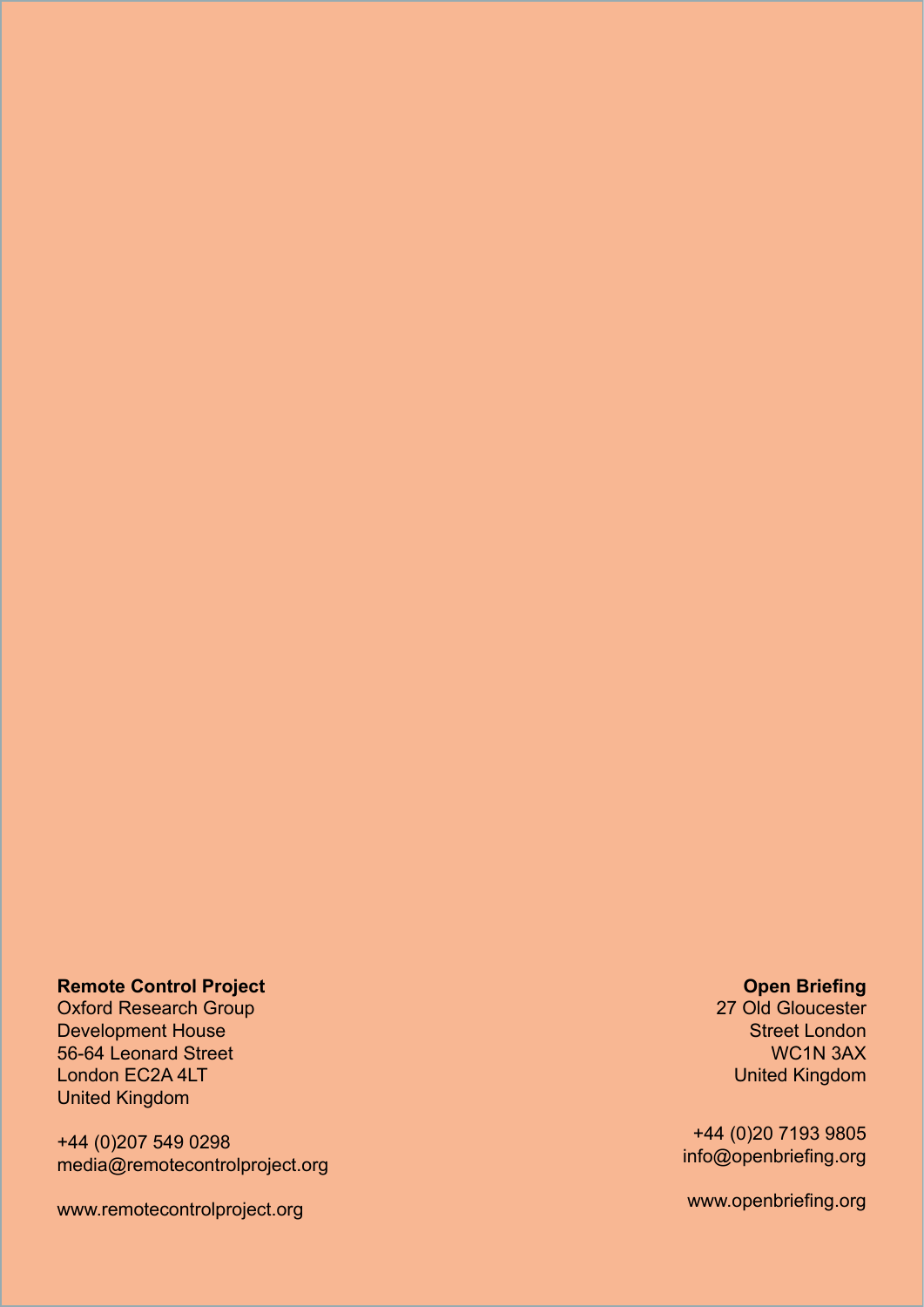**Remote Control Project**
Oxford Research Group
Development House
56-64 Leonard Street
London EC2A 4LT
United Kingdom

+44 (0)207 549 0298
media@remotecontrolproject.org

www.remotecontrolproject.org

**Open Briefing**
27 Old Gloucester
Street London
WC1N 3AX
United Kingdom

+44 (0)20 7193 9805
info@openbriefing.org

www.openbriefing.org